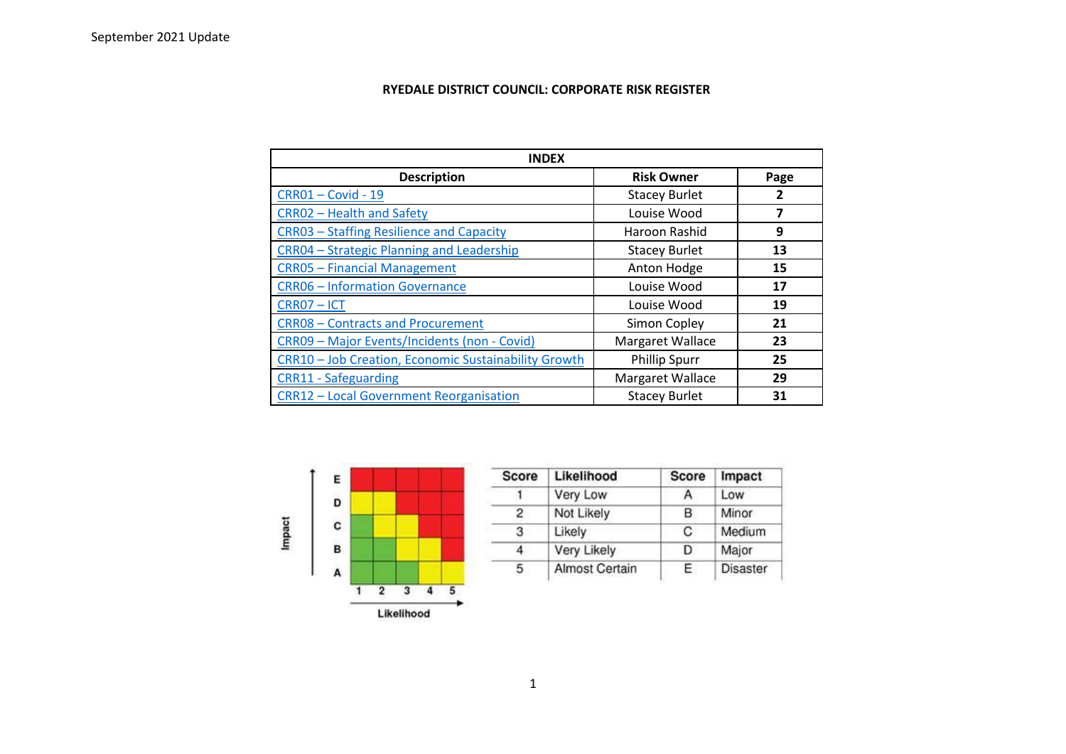September 2021 Update

# RYEDALE DISTRICT COUNCIL: CORPORATE RISK REGISTER

| INDEX | | |
|---|---|---|
| **Description** | **Risk Owner** | **Page** |
| CRR01 – Covid - 19 | Stacey Burlet | **2** |
| CRR02 – Health and Safety | Louise Wood | **7** |
| CRR03 – Staffing Resilience and Capacity | Haroon Rashid | **9** |
| CRR04 – Strategic Planning and Leadership | Stacey Burlet | **13** |
| CRR05 – Financial Management | Anton Hodge | **15** |
| CRR06 – Information Governance | Louise Wood | **17** |
| CRR07 – ICT | Louise Wood | **19** |
| CRR08 – Contracts and Procurement | Simon Copley | **21** |
| CRR09 – Major Events/Incidents (non - Covid) | Margaret Wallace | **23** |
| CRR10 – Job Creation, Economic Sustainability Growth | Phillip Spurr | **25** |
| CRR11 - Safeguarding | Margaret Wallace | **29** |
| CRR12 – Local Government Reorganisation | Stacey Burlet | **31** |

| Impact | 1 | 2 | 3 | 4 | 5 |
|---|---|---|---|---|---|
| E | Red | Red | Red | Red | Red |
| D | Yellow | Yellow | Red | Red | Red |
| C | Green | Yellow | Yellow | Red | Red |
| B | Green | Green | Yellow | Yellow | Red |
| A | Green | Green | Green | Yellow | Yellow |

Likelihood

| Score | Likelihood | Score | Impact |
|---|---|---|---|
| 1 | Very Low | A | Low |
| 2 | Not Likely | B | Minor |
| 3 | Likely | C | Medium |
| 4 | Very Likely | D | Major |
| 5 | Almost Certain | E | Disaster |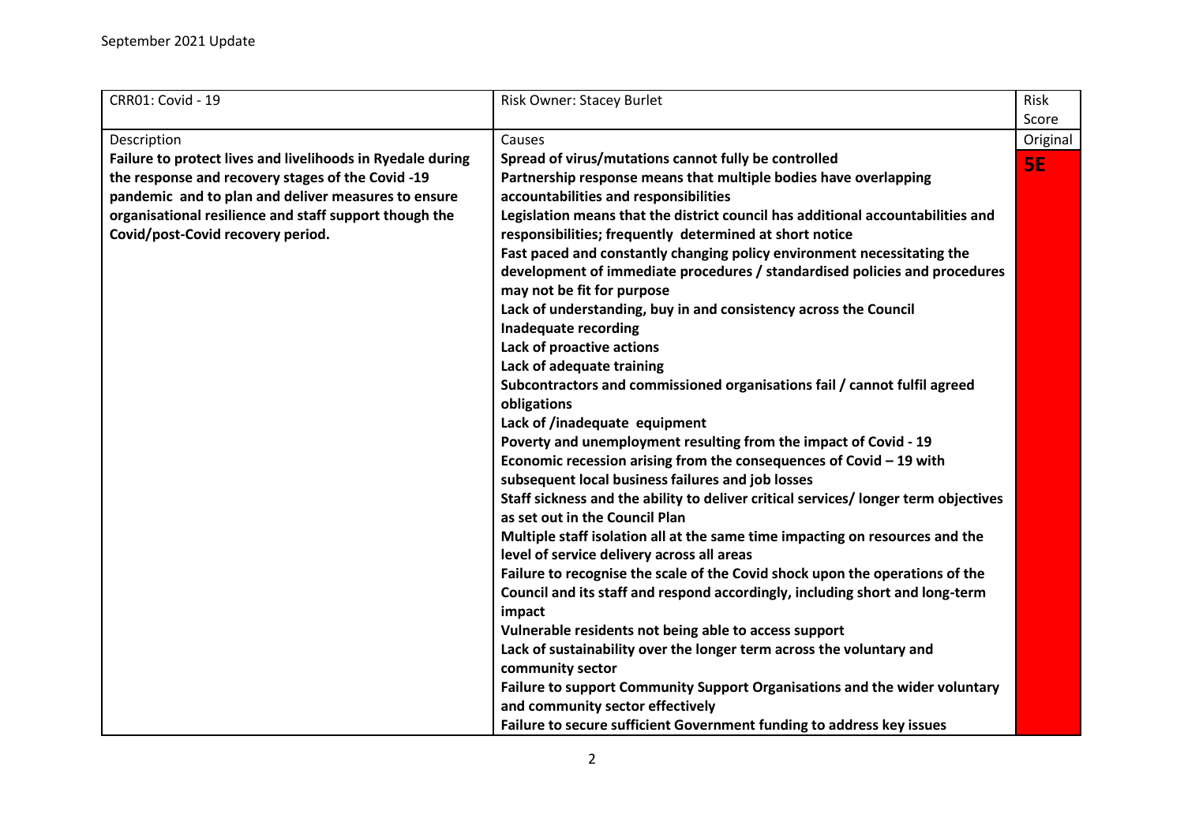September 2021 Update

| CRR01: Covid - 19 | Risk Owner: Stacey Burlet | Risk Score |
|---|---|---|
| Description<br>**Failure to protect lives and livelihoods in Ryedale during the response and recovery stages of the Covid -19 pandemic and to plan and deliver measures to ensure organisational resilience and staff support though the Covid/post-Covid recovery period.** | Causes<br>**Spread of virus/mutations cannot fully be controlled**<br>**Partnership response means that multiple bodies have overlapping accountabilities and responsibilities**<br>**Legislation means that the district council has additional accountabilities and responsibilities; frequently determined at short notice**<br>**Fast paced and constantly changing policy environment necessitating the development of immediate procedures / standardised policies and procedures may not be fit for purpose**<br>**Lack of understanding, buy in and consistency across the Council**<br>**Inadequate recording**<br>**Lack of proactive actions**<br>**Lack of adequate training**<br>**Subcontractors and commissioned organisations fail / cannot fulfil agreed obligations**<br>**Lack of /inadequate equipment**<br>**Poverty and unemployment resulting from the impact of Covid - 19**<br>**Economic recession arising from the consequences of Covid – 19 with subsequent local business failures and job losses**<br>**Staff sickness and the ability to deliver critical services/ longer term objectives as set out in the Council Plan**<br>**Multiple staff isolation all at the same time impacting on resources and the level of service delivery across all areas**<br>**Failure to recognise the scale of the Covid shock upon the operations of the Council and its staff and respond accordingly, including short and long-term impact**<br>**Vulnerable residents not being able to access support**<br>**Lack of sustainability over the longer term across the voluntary and community sector**<br>**Failure to support Community Support Organisations and the wider voluntary and community sector effectively**<br>**Failure to secure sufficient Government funding to address key issues** | Original<br>**5E** |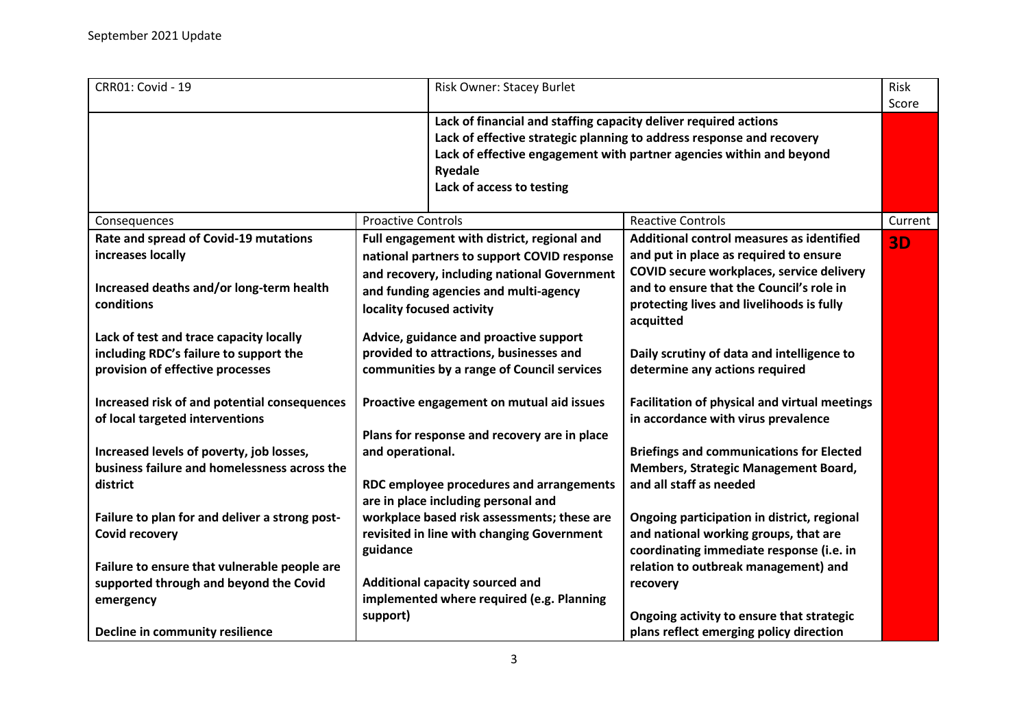September 2021 Update

| CRR01: Covid - 19 | | Risk Owner: Stacey Burlet | | Risk Score |
| --- | --- | --- | --- | --- |
| | | **Lack of financial and staffing capacity deliver required actions**<br>**Lack of effective strategic planning to address response and recovery**<br>**Lack of effective engagement with partner agencies within and beyond Ryedale**<br>**Lack of access to testing** | | |
| Consequences | Proactive Controls | | Reactive Controls | Current |
| **Rate and spread of Covid-19 mutations increases locally**<br><br>**Increased deaths and/or long-term health conditions**<br><br>**Lack of test and trace capacity locally including RDC's failure to support the provision of effective processes**<br><br>**Increased risk of and potential consequences of local targeted interventions**<br><br>**Increased levels of poverty, job losses, business failure and homelessness across the district**<br><br>**Failure to plan for and deliver a strong post-Covid recovery**<br><br>**Failure to ensure that vulnerable people are supported through and beyond the Covid emergency**<br><br>**Decline in community resilience** | **Full engagement with district, regional and national partners to support COVID response and recovery, including national Government and funding agencies and multi-agency locality focused activity**<br><br>**Advice, guidance and proactive support provided to attractions, businesses and communities by a range of Council services**<br><br>**Proactive engagement on mutual aid issues**<br><br>**Plans for response and recovery are in place and operational.**<br><br>**RDC employee procedures and arrangements are in place including personal and workplace based risk assessments; these are revisited in line with changing Government guidance**<br><br>**Additional capacity sourced and implemented where required (e.g. Planning support)** | | **Additional control measures as identified and put in place as required to ensure COVID secure workplaces, service delivery and to ensure that the Council's role in protecting lives and livelihoods is fully acquitted**<br><br>**Daily scrutiny of data and intelligence to determine any actions required**<br><br>**Facilitation of physical and virtual meetings in accordance with virus prevalence**<br><br>**Briefings and communications for Elected Members, Strategic Management Board, and all staff as needed**<br><br>**Ongoing participation in district, regional and national working groups, that are coordinating immediate response (i.e. in relation to outbreak management) and recovery**<br><br>**Ongoing activity to ensure that strategic plans reflect emerging policy direction** | **3D** |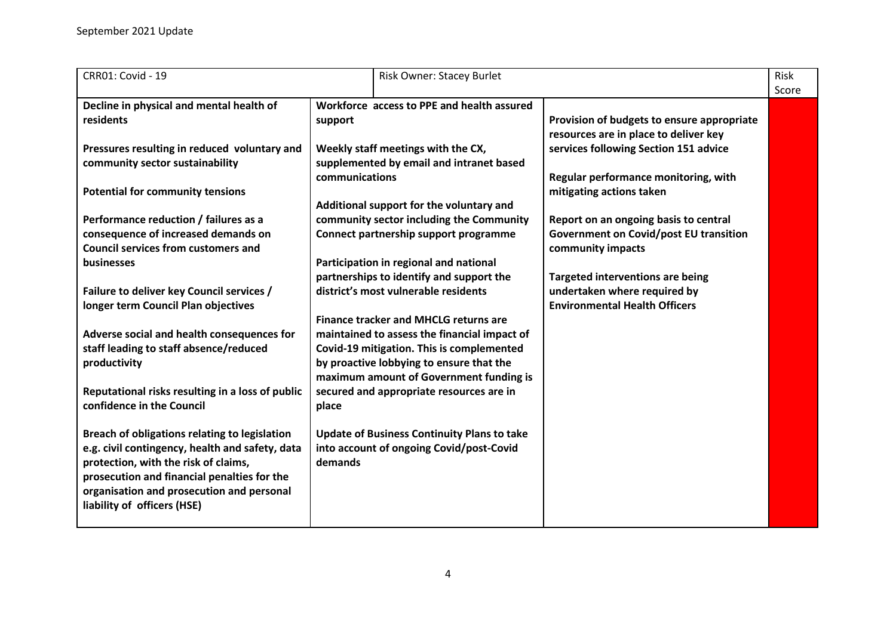September 2021 Update

| CRR01: Covid - 19 | Risk Owner: Stacey Burlet | | Risk Score |
|---|---|---|---|
| **Decline in physical and mental health of residents**<br><br>**Pressures resulting in reduced voluntary and community sector sustainability**<br><br>**Potential for community tensions**<br><br>**Performance reduction / failures as a consequence of increased demands on Council services from customers and businesses**<br><br>**Failure to deliver key Council services / longer term Council Plan objectives**<br><br>**Adverse social and health consequences for staff leading to staff absence/reduced productivity**<br><br>**Reputational risks resulting in a loss of public confidence in the Council**<br><br>**Breach of obligations relating to legislation e.g. civil contingency, health and safety, data protection, with the risk of claims, prosecution and financial penalties for the organisation and prosecution and personal liability of officers (HSE)** | **Workforce access to PPE and health assured support**<br><br>**Weekly staff meetings with the CX, supplemented by email and intranet based communications**<br><br>**Additional support for the voluntary and community sector including the Community Connect partnership support programme**<br><br>**Participation in regional and national partnerships to identify and support the district's most vulnerable residents**<br><br>**Finance tracker and MHCLG returns are maintained to assess the financial impact of Covid-19 mitigation. This is complemented by proactive lobbying to ensure that the maximum amount of Government funding is secured and appropriate resources are in place**<br><br>**Update of Business Continuity Plans to take into account of ongoing Covid/post-Covid demands** | **Provision of budgets to ensure appropriate resources are in place to deliver key services following Section 151 advice**<br><br>**Regular performance monitoring, with mitigating actions taken**<br><br>**Report on an ongoing basis to central Government on Covid/post EU transition community impacts**<br><br>**Targeted interventions are being undertaken where required by Environmental Health Officers** | |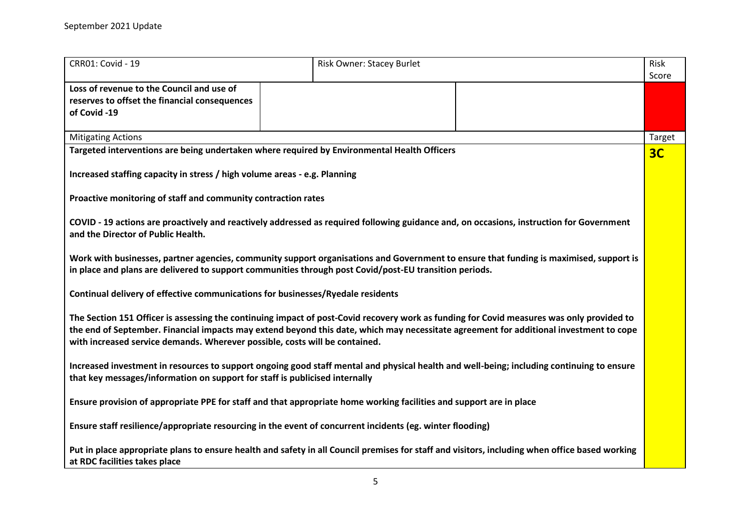September 2021 Update

| CRR01: Covid - 19 | Risk Owner: Stacey Burlet | | Risk Score |
|---|---|---|---|
| **Loss of revenue to the Council and use of reserves to offset the financial consequences of Covid -19** | | | |
| Mitigating Actions | | | Target |
| **Targeted interventions are being undertaken where required by Environmental Health Officers**<br><br>**Increased staffing capacity in stress / high volume areas - e.g. Planning**<br><br>**Proactive monitoring of staff and community contraction rates**<br><br>**COVID - 19 actions are proactively and reactively addressed as required following guidance and, on occasions, instruction for Government and the Director of Public Health.**<br><br>**Work with businesses, partner agencies, community support organisations and Government to ensure that funding is maximised, support is in place and plans are delivered to support communities through post Covid/post-EU transition periods.**<br><br>**Continual delivery of effective communications for businesses/Ryedale residents**<br><br>**The Section 151 Officer is assessing the continuing impact of post-Covid recovery work as funding for Covid measures was only provided to the end of September. Financial impacts may extend beyond this date, which may necessitate agreement for additional investment to cope with increased service demands. Wherever possible, costs will be contained.**<br><br>**Increased investment in resources to support ongoing good staff mental and physical health and well-being; including continuing to ensure that key messages/information on support for staff is publicised internally**<br><br>**Ensure provision of appropriate PPE for staff and that appropriate home working facilities and support are in place**<br><br>**Ensure staff resilience/appropriate resourcing in the event of concurrent incidents (eg. winter flooding)**<br><br>**Put in place appropriate plans to ensure health and safety in all Council premises for staff and visitors, including when office based working at RDC facilities takes place** | | | **3C** |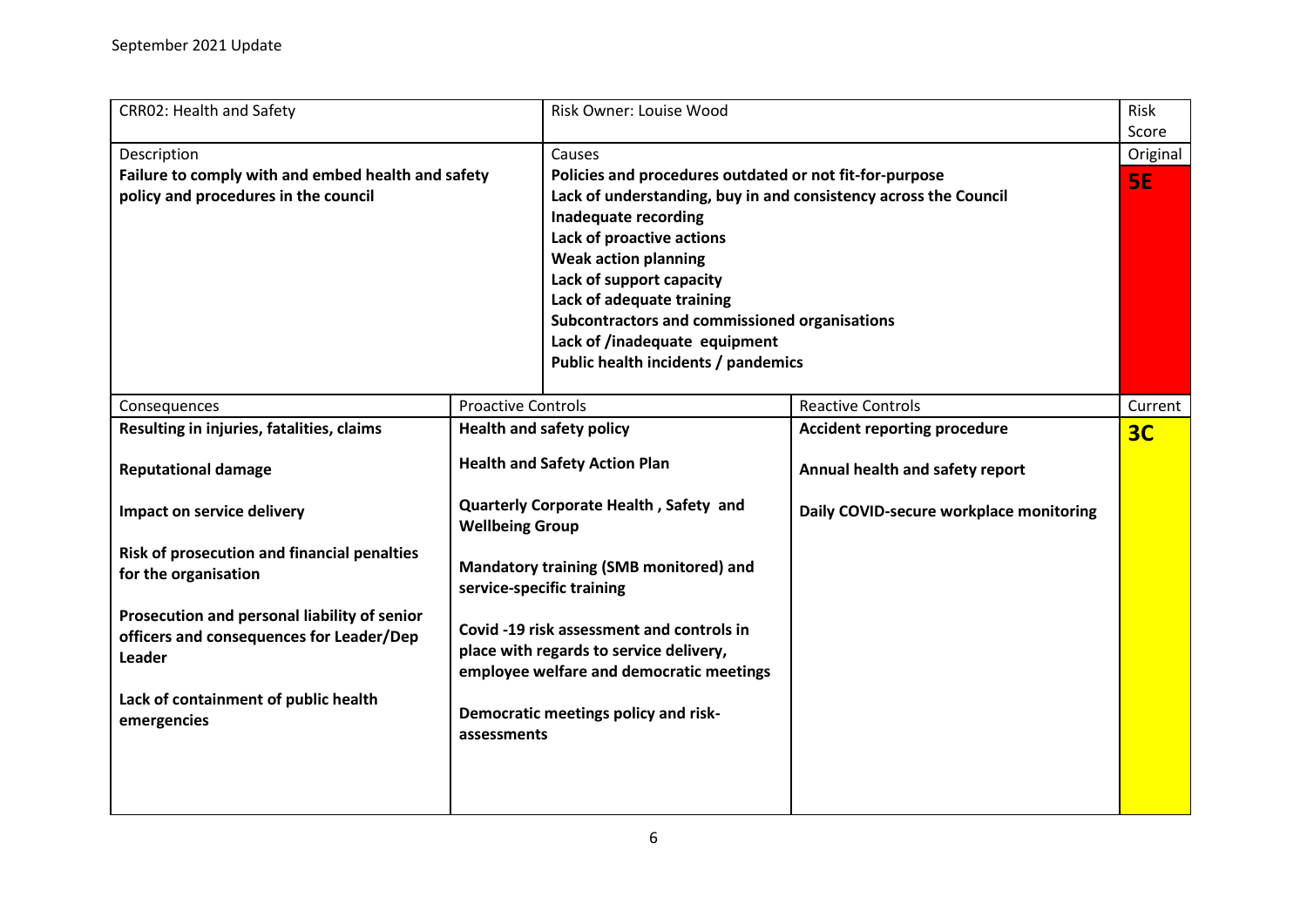September 2021 Update

| CRR02: Health and Safety | | Risk Owner: Louise Wood | | Risk Score |
|---|---|---|---|---|
| Description<br>**Failure to comply with and embed health and safety policy and procedures in the council** | | Causes<br>**Policies and procedures outdated or not fit-for-purpose**<br>**Lack of understanding, buy in and consistency across the Council**<br>**Inadequate recording**<br>**Lack of proactive actions**<br>**Weak action planning**<br>**Lack of support capacity**<br>**Lack of adequate training**<br>**Subcontractors and commissioned organisations**<br>**Lack of /inadequate equipment**<br>**Public health incidents / pandemics** | | Original<br>**5E** |
| Consequences | Proactive Controls | | Reactive Controls | Current |
| **Resulting in injuries, fatalities, claims**<br><br>**Reputational damage**<br><br>**Impact on service delivery**<br><br>**Risk of prosecution and financial penalties for the organisation**<br><br>**Prosecution and personal liability of senior officers and consequences for Leader/Dep Leader**<br><br>**Lack of containment of public health emergencies** | **Health and safety policy**<br><br>**Health and Safety Action Plan**<br><br>**Quarterly Corporate Health , Safety and Wellbeing Group**<br><br>**Mandatory training (SMB monitored) and service-specific training**<br><br>**Covid -19 risk assessment and controls in place with regards to service delivery, employee welfare and democratic meetings**<br><br>**Democratic meetings policy and risk-assessments** | | **Accident reporting procedure**<br><br>**Annual health and safety report**<br><br>**Daily COVID-secure workplace monitoring** | **3C** |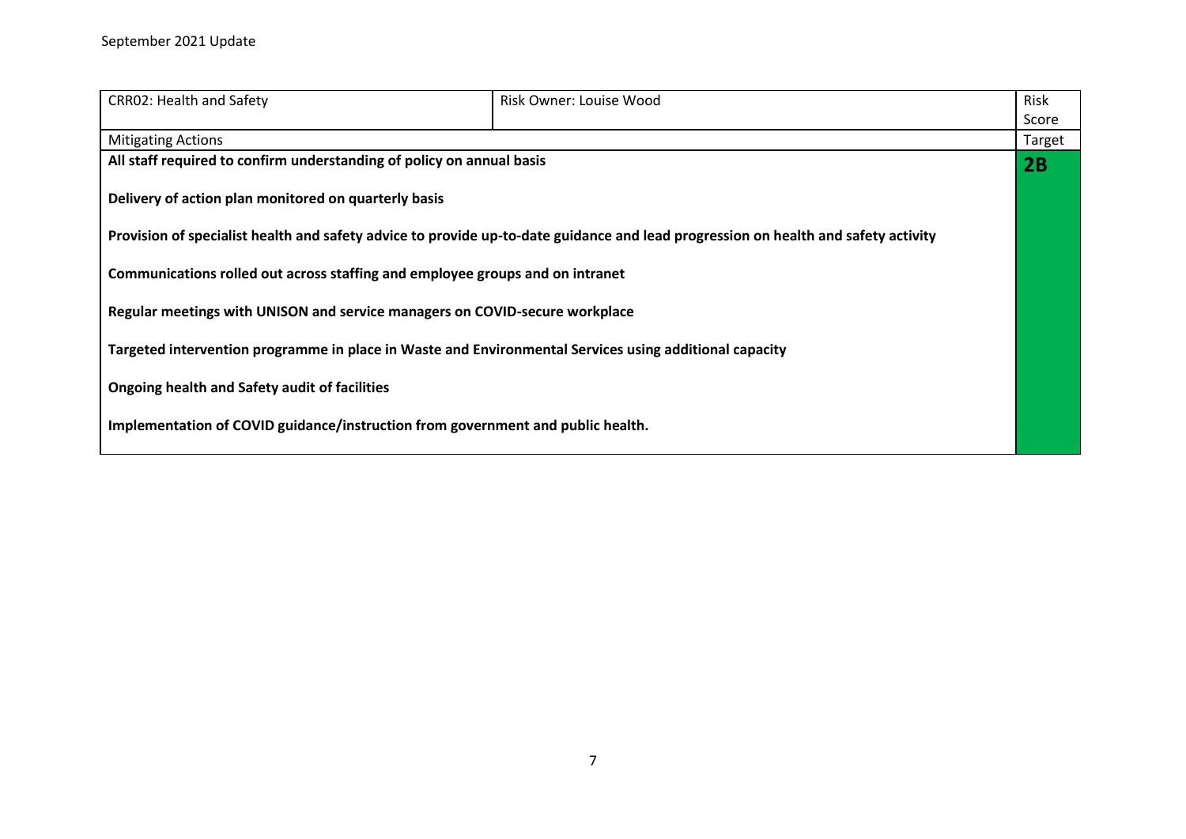September 2021 Update

| CRR02: Health and Safety | Risk Owner: Louise Wood | Risk Score |
|---|---|---|
| Mitigating Actions | | Target |
| **All staff required to confirm understanding of policy on annual basis**<br><br>**Delivery of action plan monitored on quarterly basis**<br><br>**Provision of specialist health and safety advice to provide up-to-date guidance and lead progression on health and safety activity**<br><br>**Communications rolled out across staffing and employee groups and on intranet**<br><br>**Regular meetings with UNISON and service managers on COVID-secure workplace**<br><br>**Targeted intervention programme in place in Waste and Environmental Services using additional capacity**<br><br>**Ongoing health and Safety audit of facilities**<br><br>**Implementation of COVID guidance/instruction from government and public health.** | | **2B** |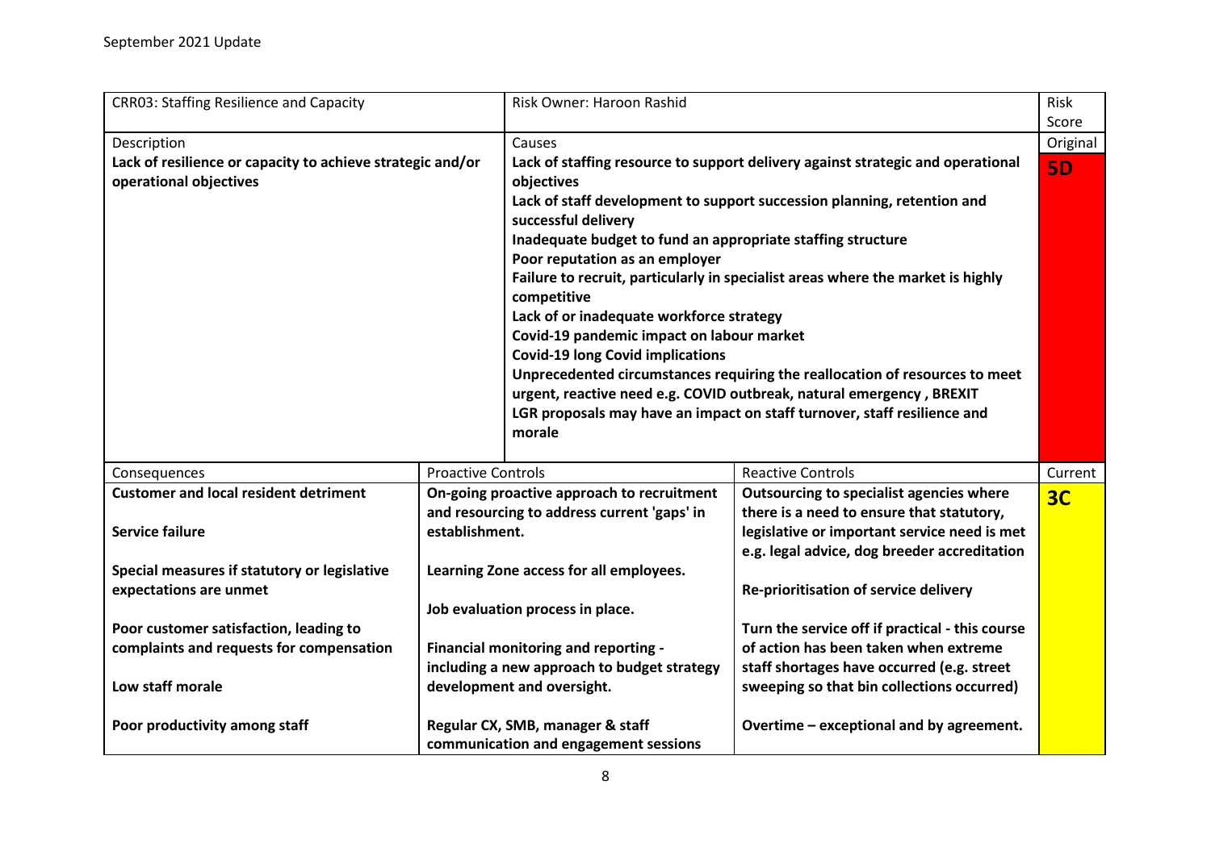September 2021 Update

| CRR03: Staffing Resilience and Capacity | | Risk Owner: Haroon Rashid | | Risk Score |
|---|---|---|---|---|
| Description<br>**Lack of resilience or capacity to achieve strategic and/or operational objectives** | | Causes<br>**Lack of staffing resource to support delivery against strategic and operational objectives**<br>**Lack of staff development to support succession planning, retention and successful delivery**<br>**Inadequate budget to fund an appropriate staffing structure**<br>**Poor reputation as an employer**<br>**Failure to recruit, particularly in specialist areas where the market is highly competitive**<br>**Lack of or inadequate workforce strategy**<br>**Covid-19 pandemic impact on labour market**<br>**Covid-19 long Covid implications**<br>**Unprecedented circumstances requiring the reallocation of resources to meet urgent, reactive need e.g. COVID outbreak, natural emergency , BREXIT**<br>**LGR proposals may have an impact on staff turnover, staff resilience and morale** | | Original<br>**5D** |
| Consequences | Proactive Controls | | Reactive Controls | Current |
| **Customer and local resident detriment**<br><br>**Service failure**<br><br>**Special measures if statutory or legislative expectations are unmet**<br><br>**Poor customer satisfaction, leading to complaints and requests for compensation**<br><br>**Low staff morale**<br><br>**Poor productivity among staff** | **On-going proactive approach to recruitment and resourcing to address current 'gaps' in establishment.**<br><br>**Learning Zone access for all employees.**<br><br>**Job evaluation process in place.**<br><br>**Financial monitoring and reporting - including a new approach to budget strategy development and oversight.**<br><br>**Regular CX, SMB, manager & staff communication and engagement sessions** | | **Outsourcing to specialist agencies where there is a need to ensure that statutory, legislative or important service need is met e.g. legal advice, dog breeder accreditation**<br><br>**Re-prioritisation of service delivery**<br><br>**Turn the service off if practical - this course of action has been taken when extreme staff shortages have occurred (e.g. street sweeping so that bin collections occurred)**<br><br>**Overtime – exceptional and by agreement.** | **3C** |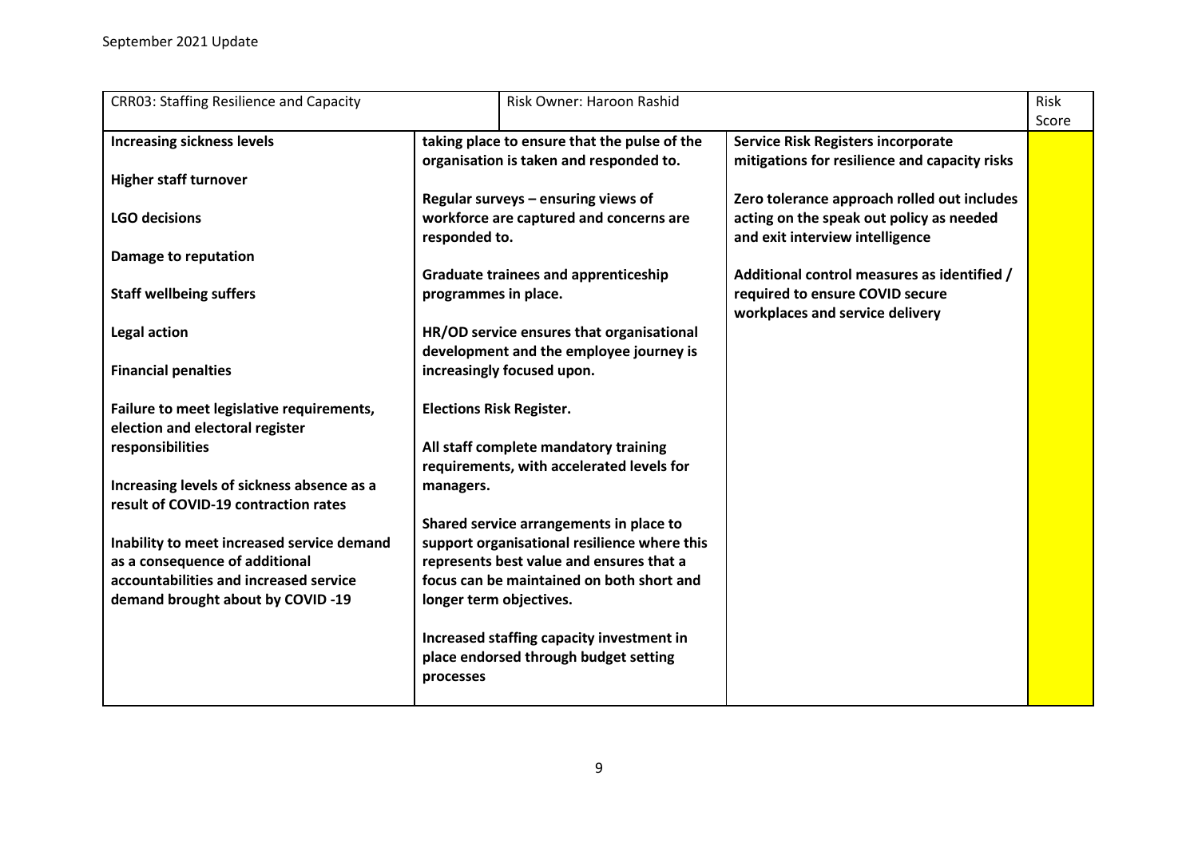September 2021 Update

| CRR03: Staffing Resilience and Capacity | Risk Owner: Haroon Rashid | | Risk Score |
|---|---|---|---|
| **Increasing sickness levels**<br><br>**Higher staff turnover**<br><br>**LGO decisions**<br><br>**Damage to reputation**<br><br>**Staff wellbeing suffers**<br><br>**Legal action**<br><br>**Financial penalties**<br><br>**Failure to meet legislative requirements, election and electoral register responsibilities**<br><br>**Increasing levels of sickness absence as a result of COVID-19 contraction rates**<br><br>**Inability to meet increased service demand as a consequence of additional accountabilities and increased service demand brought about by COVID -19** | **taking place to ensure that the pulse of the organisation is taken and responded to.**<br><br>**Regular surveys – ensuring views of workforce are captured and concerns are responded to.**<br><br>**Graduate trainees and apprenticeship programmes in place.**<br><br>**HR/OD service ensures that organisational development and the employee journey is increasingly focused upon.**<br><br>**Elections Risk Register.**<br><br>**All staff complete mandatory training requirements, with accelerated levels for managers.**<br><br>**Shared service arrangements in place to support organisational resilience where this represents best value and ensures that a focus can be maintained on both short and longer term objectives.**<br><br>**Increased staffing capacity investment in place endorsed through budget setting processes** | **Service Risk Registers incorporate mitigations for resilience and capacity risks**<br><br>**Zero tolerance approach rolled out includes acting on the speak out policy as needed and exit interview intelligence**<br><br>**Additional control measures as identified / required to ensure COVID secure workplaces and service delivery** | |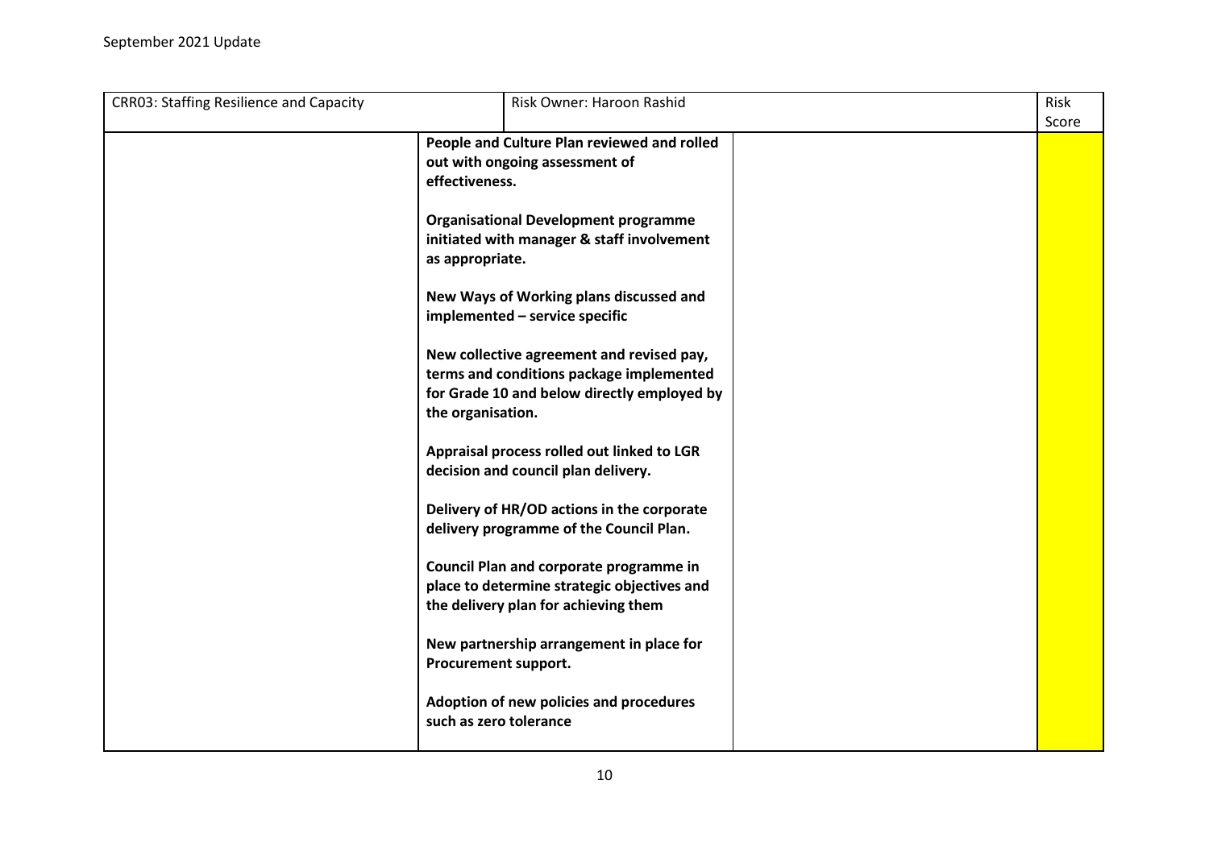| CRR03: Staffing Resilience and Capacity | Risk Owner: Haroon Rashid | | Risk Score |
|---|---|---|---|
| | **People and Culture Plan reviewed and rolled out with ongoing assessment of effectiveness.**<br><br>**Organisational Development programme initiated with manager & staff involvement as appropriate.**<br><br>**New Ways of Working plans discussed and implemented – service specific**<br><br>**New collective agreement and revised pay, terms and conditions package implemented for Grade 10 and below directly employed by the organisation.**<br><br>**Appraisal process rolled out linked to LGR decision and council plan delivery.**<br><br>**Delivery of HR/OD actions in the corporate delivery programme of the Council Plan.**<br><br>**Council Plan and corporate programme in place to determine strategic objectives and the delivery plan for achieving them**<br><br>**New partnership arrangement in place for Procurement support.**<br><br>**Adoption of new policies and procedures such as zero tolerance** | | |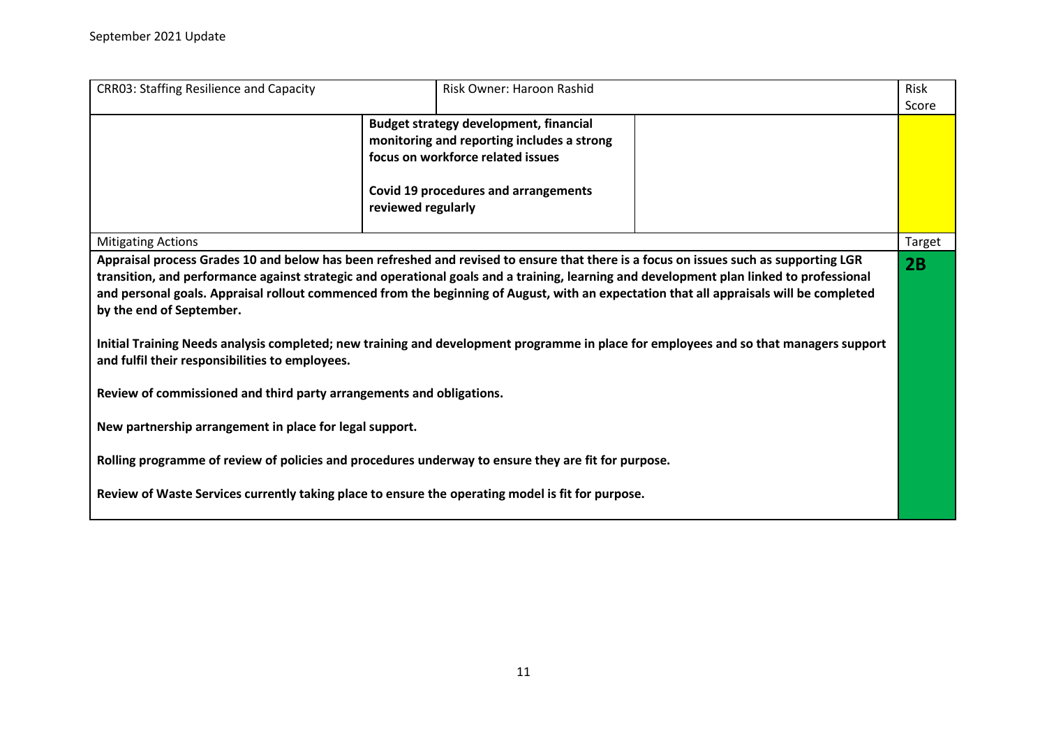September 2021 Update

| CRR03: Staffing Resilience and Capacity | Risk Owner: Haroon Rashid | | Risk Score |
|---|---|---|---|
| | **Budget strategy development, financial monitoring and reporting includes a strong focus on workforce related issues**<br><br>**Covid 19 procedures and arrangements reviewed regularly** | | |
| Mitigating Actions | | | Target |
| **Appraisal process Grades 10 and below has been refreshed and revised to ensure that there is a focus on issues such as supporting LGR transition, and performance against strategic and operational goals and a training, learning and development plan linked to professional and personal goals. Appraisal rollout commenced from the beginning of August, with an expectation that all appraisals will be completed by the end of September.**<br><br>**Initial Training Needs analysis completed; new training and development programme in place for employees and so that managers support and fulfil their responsibilities to employees.**<br><br>**Review of commissioned and third party arrangements and obligations.**<br><br>**New partnership arrangement in place for legal support.**<br><br>**Rolling programme of review of policies and procedures underway to ensure they are fit for purpose.**<br><br>**Review of Waste Services currently taking place to ensure the operating model is fit for purpose.** | | | **2B** |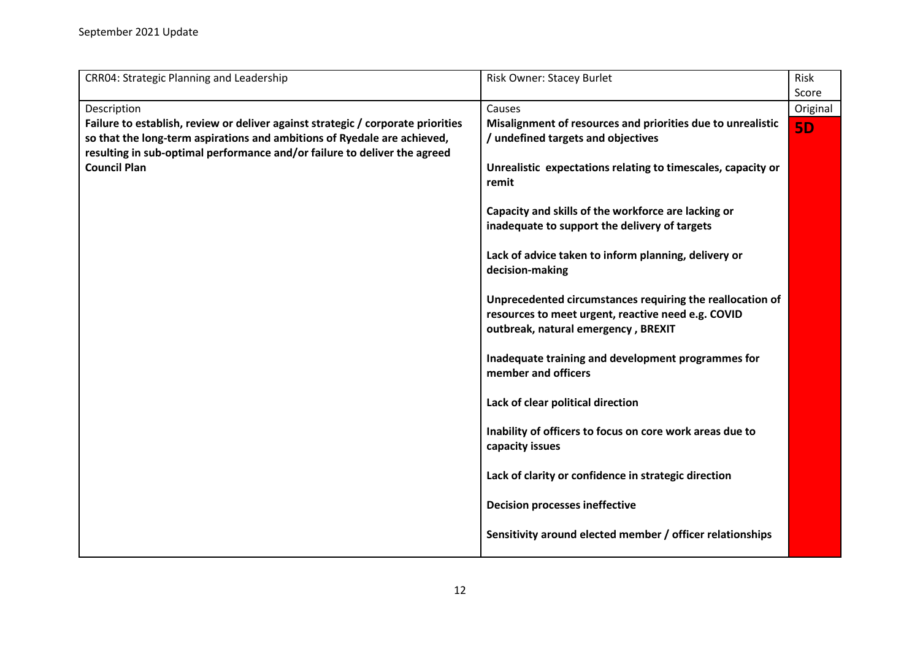| CRR04: Strategic Planning and Leadership | Risk Owner: Stacey Burlet | Risk Score |
|---|---|---|
| Description<br>**Failure to establish, review or deliver against strategic / corporate priorities so that the long-term aspirations and ambitions of Ryedale are achieved, resulting in sub-optimal performance and/or failure to deliver the agreed Council Plan** | Causes<br>**Misalignment of resources and priorities due to unrealistic / undefined targets and objectives**<br><br>**Unrealistic expectations relating to timescales, capacity or remit**<br><br>**Capacity and skills of the workforce are lacking or inadequate to support the delivery of targets**<br><br>**Lack of advice taken to inform planning, delivery or decision-making**<br><br>**Unprecedented circumstances requiring the reallocation of resources to meet urgent, reactive need e.g. COVID outbreak, natural emergency , BREXIT**<br><br>**Inadequate training and development programmes for member and officers**<br><br>**Lack of clear political direction**<br><br>**Inability of officers to focus on core work areas due to capacity issues**<br><br>**Lack of clarity or confidence in strategic direction**<br><br>**Decision processes ineffective**<br><br>**Sensitivity around elected member / officer relationships** | Original<br>**5D** |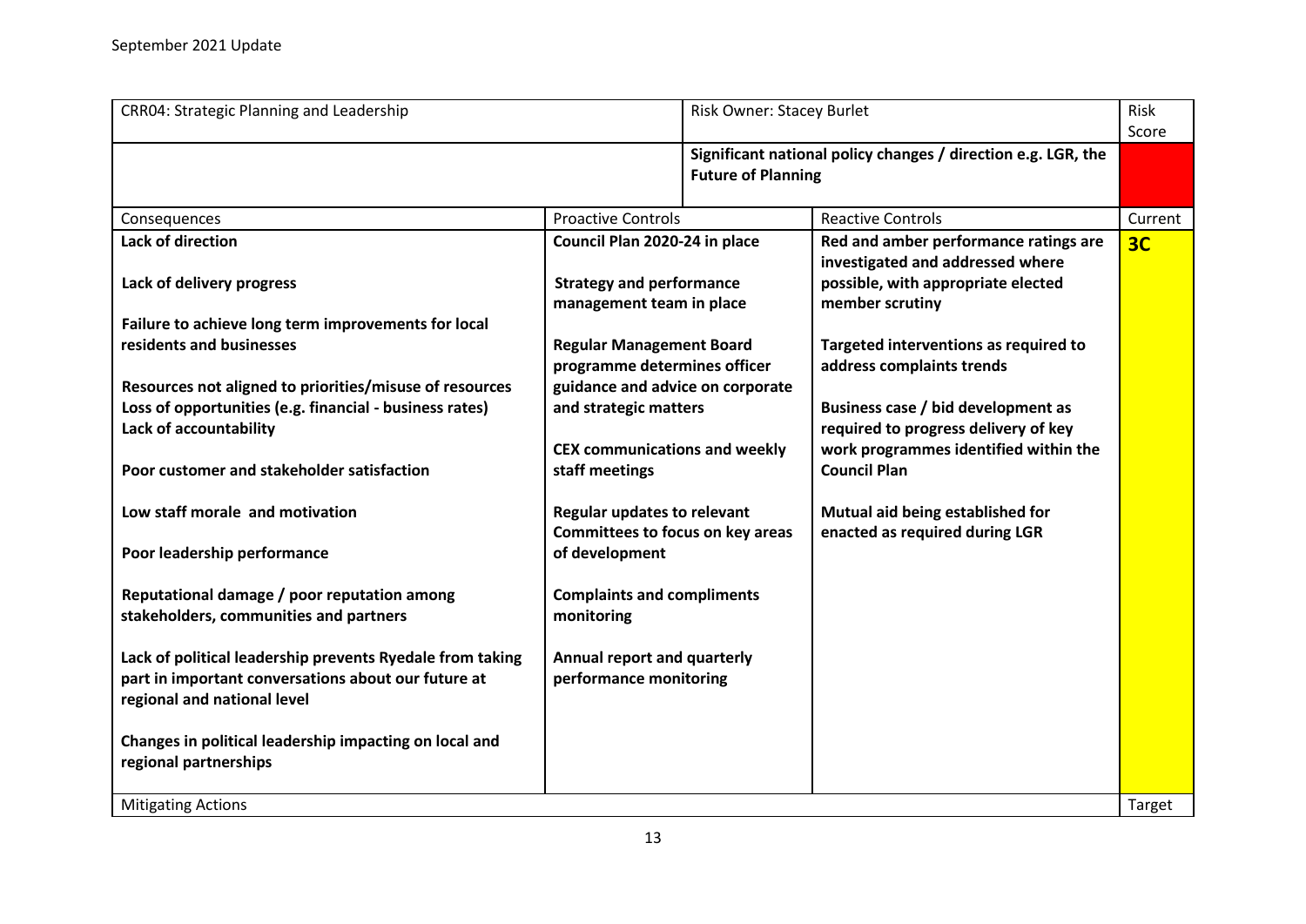September 2021 Update

| CRR04: Strategic Planning and Leadership | | Risk Owner: Stacey Burlet | | Risk Score |
|---|---|---|---|---|
| | | **Significant national policy changes / direction e.g. LGR, the Future of Planning** | | |
| Consequences | Proactive Controls | | Reactive Controls | Current |
| **Lack of direction**<br><br>**Lack of delivery progress**<br><br>**Failure to achieve long term improvements for local residents and businesses**<br><br>**Resources not aligned to priorities/misuse of resources**<br>**Loss of opportunities (e.g. financial - business rates)**<br>**Lack of accountability**<br><br>**Poor customer and stakeholder satisfaction**<br><br>**Low staff morale and motivation**<br><br>**Poor leadership performance**<br><br>**Reputational damage / poor reputation among stakeholders, communities and partners**<br><br>**Lack of political leadership prevents Ryedale from taking part in important conversations about our future at regional and national level**<br><br>**Changes in political leadership impacting on local and regional partnerships** | **Council Plan 2020-24 in place**<br><br>**Strategy and performance management team in place**<br><br>**Regular Management Board programme determines officer guidance and advice on corporate and strategic matters**<br><br>**CEX communications and weekly staff meetings**<br><br>**Regular updates to relevant Committees to focus on key areas of development**<br><br>**Complaints and compliments monitoring**<br><br>**Annual report and quarterly performance monitoring** | | **Red and amber performance ratings are investigated and addressed where possible, with appropriate elected member scrutiny**<br><br>**Targeted interventions as required to address complaints trends**<br><br>**Business case / bid development as required to progress delivery of key work programmes identified within the Council Plan**<br><br>**Mutual aid being established for enacted as required during LGR** | **3C** |
| Mitigating Actions | | | | Target |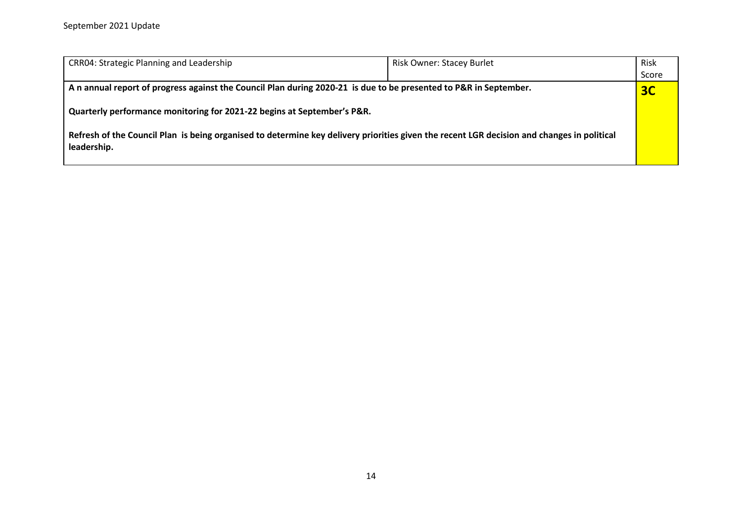| CRR04: Strategic Planning and Leadership | Risk Owner: Stacey Burlet | Risk Score |
|---|---|---|
| **A n annual report of progress against the Council Plan during 2020-21 is due to be presented to P&R in September.**<br><br>**Quarterly performance monitoring for 2021-22 begins at September's P&R.**<br><br>**Refresh of the Council Plan is being organised to determine key delivery priorities given the recent LGR decision and changes in political leadership.** | | **3C** |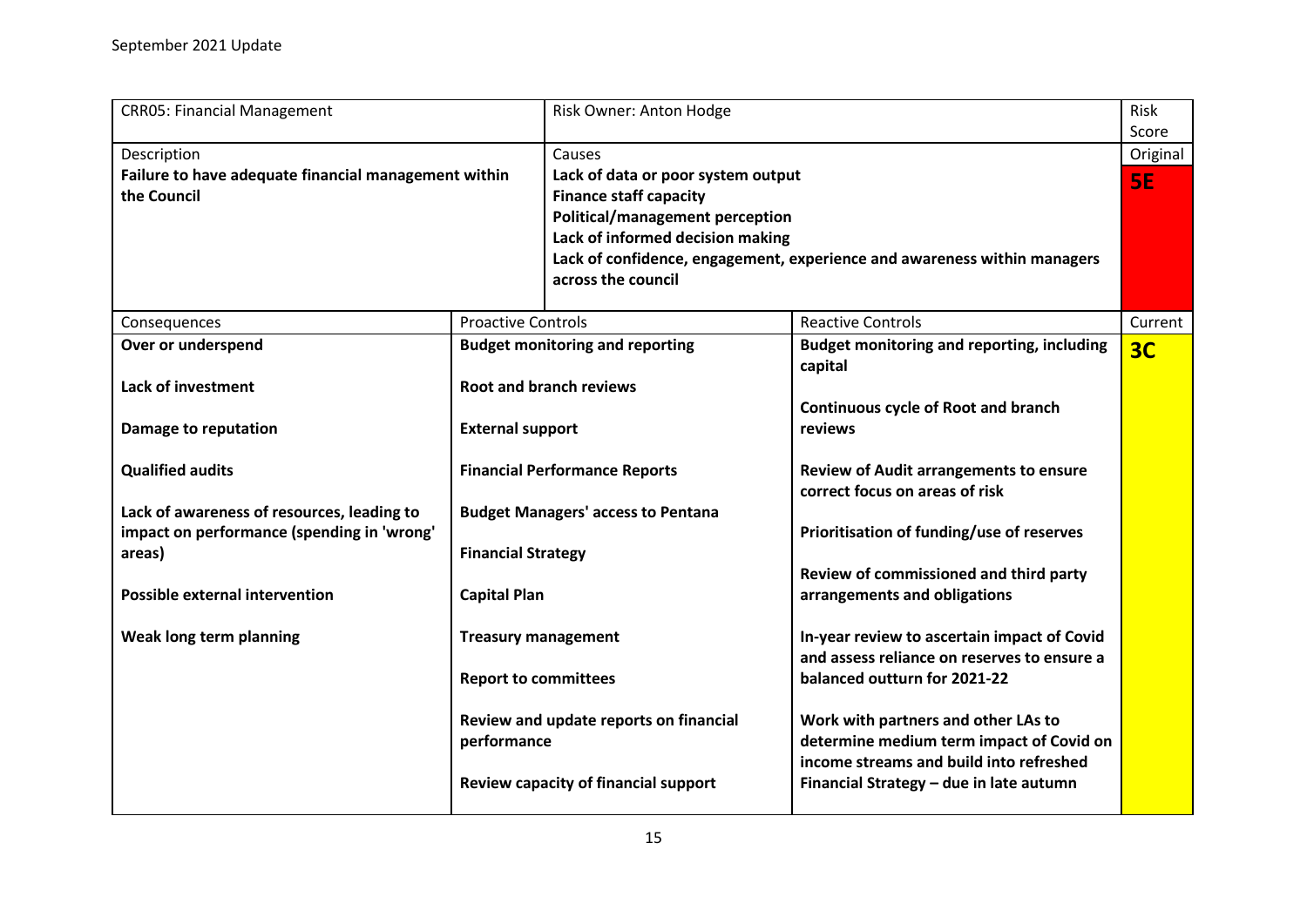September 2021 Update

| CRR05: Financial Management | | Risk Owner: Anton Hodge | Risk Score |
|---|---|---|---|
| Description<br>**Failure to have adequate financial management within the Council** | | Causes<br>**Lack of data or poor system output**<br>**Finance staff capacity**<br>**Political/management perception**<br>**Lack of informed decision making**<br>**Lack of confidence, engagement, experience and awareness within managers across the council** | Original<br>**5E** |
| Consequences | Proactive Controls | Reactive Controls | Current |
| **Over or underspend**<br><br>**Lack of investment**<br><br>**Damage to reputation**<br><br>**Qualified audits**<br><br>**Lack of awareness of resources, leading to impact on performance (spending in 'wrong' areas)**<br><br>**Possible external intervention**<br><br>**Weak long term planning** | **Budget monitoring and reporting**<br><br>**Root and branch reviews**<br><br>**External support**<br><br>**Financial Performance Reports**<br><br>**Budget Managers' access to Pentana**<br><br>**Financial Strategy**<br><br>**Capital Plan**<br><br>**Treasury management**<br><br>**Report to committees**<br><br>**Review and update reports on financial performance**<br><br>**Review capacity of financial support** | **Budget monitoring and reporting, including capital**<br><br>**Continuous cycle of Root and branch reviews**<br><br>**Review of Audit arrangements to ensure correct focus on areas of risk**<br><br>**Prioritisation of funding/use of reserves**<br><br>**Review of commissioned and third party arrangements and obligations**<br><br>**In-year review to ascertain impact of Covid and assess reliance on reserves to ensure a balanced outturn for 2021-22**<br><br>**Work with partners and other LAs to determine medium term impact of Covid on income streams and build into refreshed Financial Strategy – due in late autumn** | **3C** |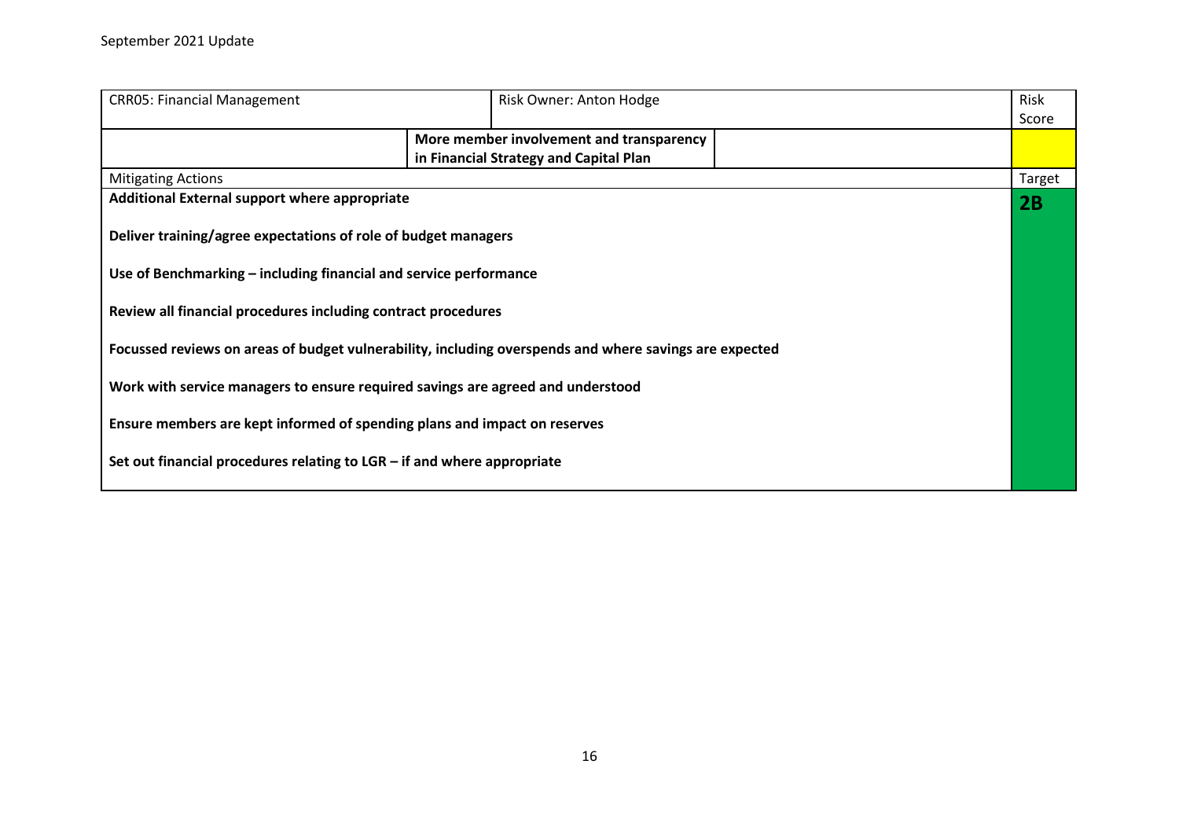September 2021 Update

| CRR05: Financial Management | | Risk Owner: Anton Hodge | | Risk Score |
|---|---|---|---|---|
| | **More member involvement and transparency in Financial Strategy and Capital Plan** | | | |
| Mitigating Actions | | | | Target |
| **Additional External support where appropriate**<br><br>**Deliver training/agree expectations of role of budget managers**<br><br>**Use of Benchmarking – including financial and service performance**<br><br>**Review all financial procedures including contract procedures**<br><br>**Focussed reviews on areas of budget vulnerability, including overspends and where savings are expected**<br><br>**Work with service managers to ensure required savings are agreed and understood**<br><br>**Ensure members are kept informed of spending plans and impact on reserves**<br><br>**Set out financial procedures relating to LGR – if and where appropriate** | | | | **2B** |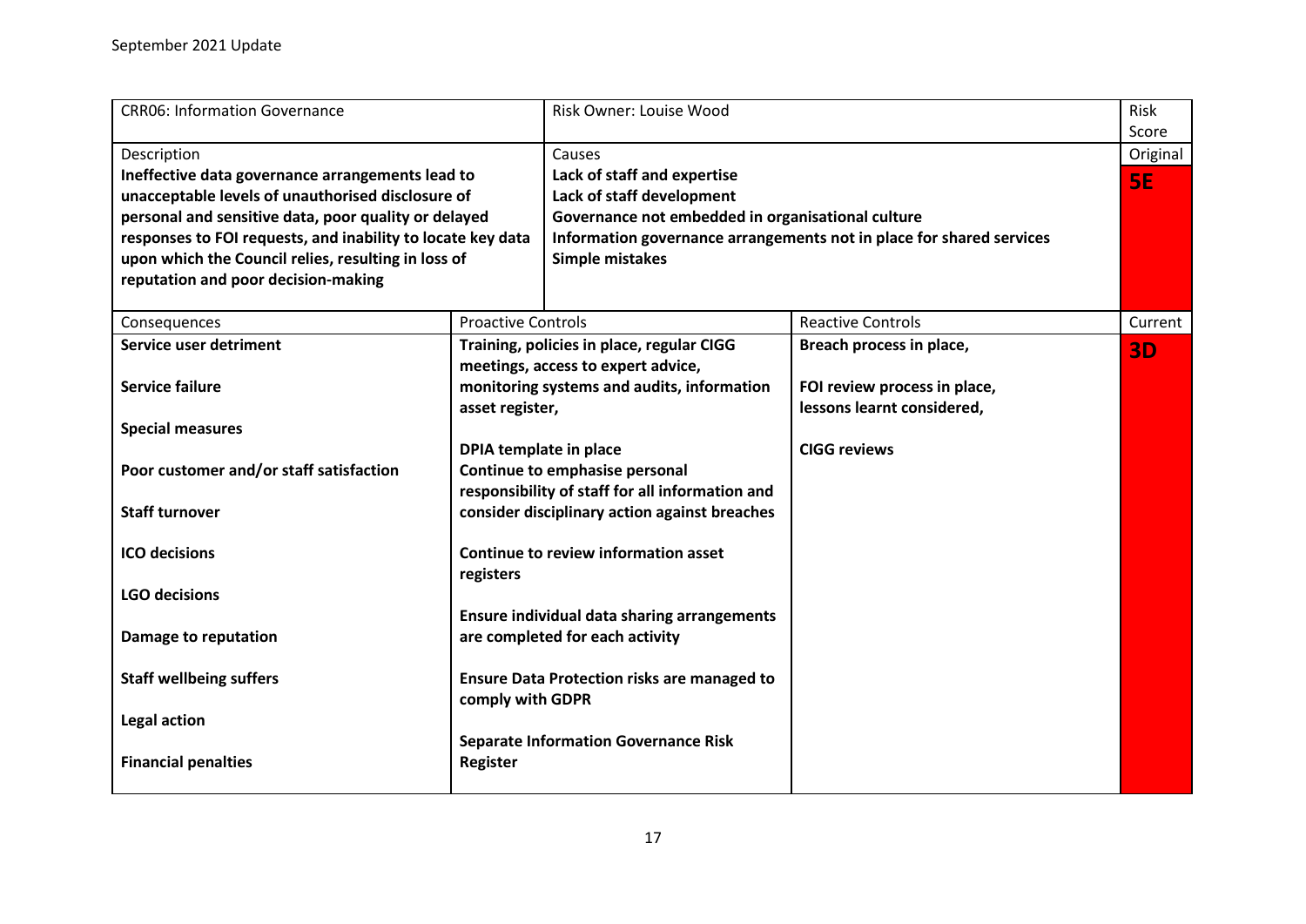September 2021 Update

| CRR06: Information Governance | | Risk Owner: Louise Wood | | Risk Score |
|---|---|---|---|---|
| Description<br>**Ineffective data governance arrangements lead to unacceptable levels of unauthorised disclosure of personal and sensitive data, poor quality or delayed responses to FOI requests, and inability to locate key data upon which the Council relies, resulting in loss of reputation and poor decision-making** | | Causes<br>**Lack of staff and expertise**<br>**Lack of staff development**<br>**Governance not embedded in organisational culture**<br>**Information governance arrangements not in place for shared services**<br>**Simple mistakes** | | Original<br>**5E** |
| Consequences | Proactive Controls | | Reactive Controls | Current |
| **Service user detriment**<br><br>**Service failure**<br><br>**Special measures**<br><br>**Poor customer and/or staff satisfaction**<br><br>**Staff turnover**<br><br>**ICO decisions**<br><br>**LGO decisions**<br><br>**Damage to reputation**<br><br>**Staff wellbeing suffers**<br><br>**Legal action**<br><br>**Financial penalties** | **Training, policies in place, regular CIGG meetings, access to expert advice, monitoring systems and audits, information asset register,**<br><br>**DPIA template in place**<br>**Continue to emphasise personal responsibility of staff for all information and consider disciplinary action against breaches**<br><br>**Continue to review information asset registers**<br><br>**Ensure individual data sharing arrangements are completed for each activity**<br><br>**Ensure Data Protection risks are managed to comply with GDPR**<br><br>**Separate Information Governance Risk Register** | | **Breach process in place,**<br><br>**FOI review process in place, lessons learnt considered,**<br><br>**CIGG reviews** | **3D** |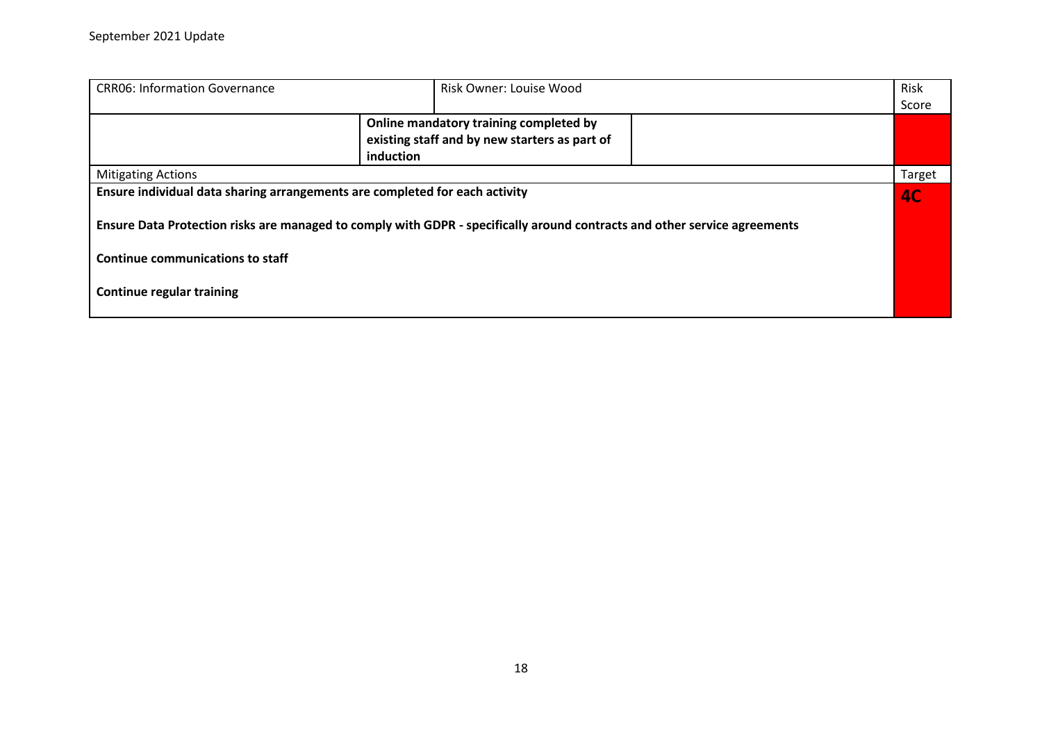September 2021 Update

| CRR06: Information Governance | | Risk Owner: Louise Wood | | Risk Score |
|---|---|---|---|---|
| | **Online mandatory training completed by existing staff and by new starters as part of induction** | | | |
| Mitigating Actions | | | | Target |
| **Ensure individual data sharing arrangements are completed for each activity**<br><br>**Ensure Data Protection risks are managed to comply with GDPR - specifically around contracts and other service agreements**<br><br>**Continue communications to staff**<br><br>**Continue regular training** | | | | **4C** |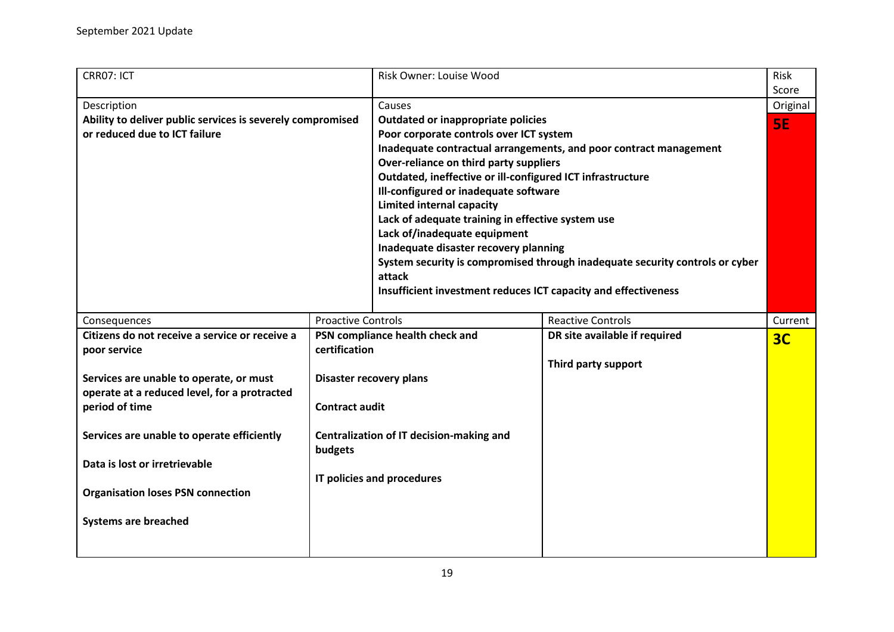September 2021 Update

| CRR07: ICT | | Risk Owner: Louise Wood | | Risk Score |
|---|---|---|---|---|
| Description<br>**Ability to deliver public services is severely compromised or reduced due to ICT failure** | | Causes<br>**Outdated or inappropriate policies**<br>**Poor corporate controls over ICT system**<br>**Inadequate contractual arrangements, and poor contract management**<br>**Over-reliance on third party suppliers**<br>**Outdated, ineffective or ill-configured ICT infrastructure**<br>**Ill-configured or inadequate software**<br>**Limited internal capacity**<br>**Lack of adequate training in effective system use**<br>**Lack of/inadequate equipment**<br>**Inadequate disaster recovery planning**<br>**System security is compromised through inadequate security controls or cyber attack**<br>**Insufficient investment reduces ICT capacity and effectiveness** | | Original<br>**5E** |
| Consequences | Proactive Controls | | Reactive Controls | Current |
| **Citizens do not receive a service or receive a poor service**<br><br>**Services are unable to operate, or must operate at a reduced level, for a protracted period of time**<br><br>**Services are unable to operate efficiently**<br><br>**Data is lost or irretrievable**<br><br>**Organisation loses PSN connection**<br><br>**Systems are breached** | **PSN compliance health check and certification**<br><br>**Disaster recovery plans**<br><br>**Contract audit**<br><br>**Centralization of IT decision-making and budgets**<br><br>**IT policies and procedures** | | **DR site available if required**<br><br>**Third party support** | **3C** |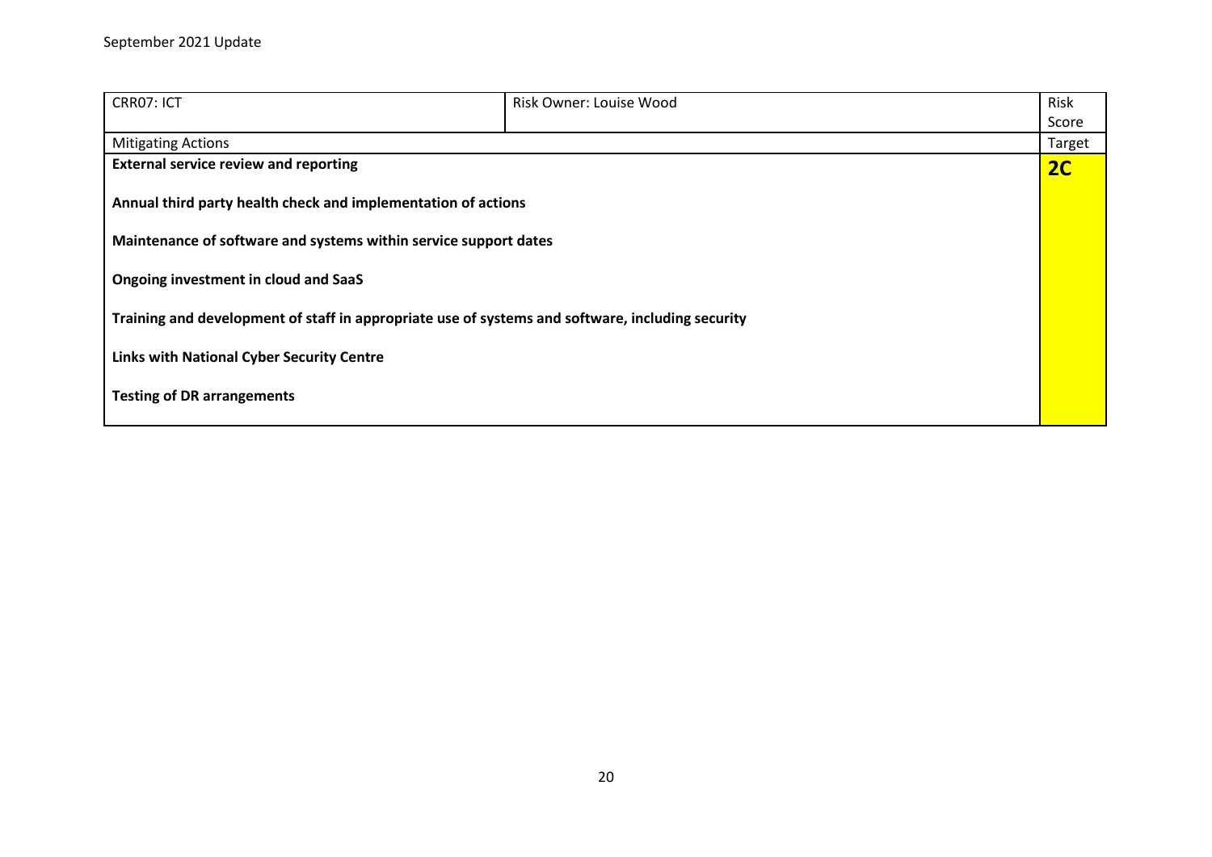September 2021 Update

| CRR07: ICT | Risk Owner: Louise Wood | Risk Score |
|---|---|---|
| Mitigating Actions | | Target |
| **External service review and reporting**<br><br>**Annual third party health check and implementation of actions**<br><br>**Maintenance of software and systems within service support dates**<br><br>**Ongoing investment in cloud and SaaS**<br><br>**Training and development of staff in appropriate use of systems and software, including security**<br><br>**Links with National Cyber Security Centre**<br><br>**Testing of DR arrangements** | | **2C** |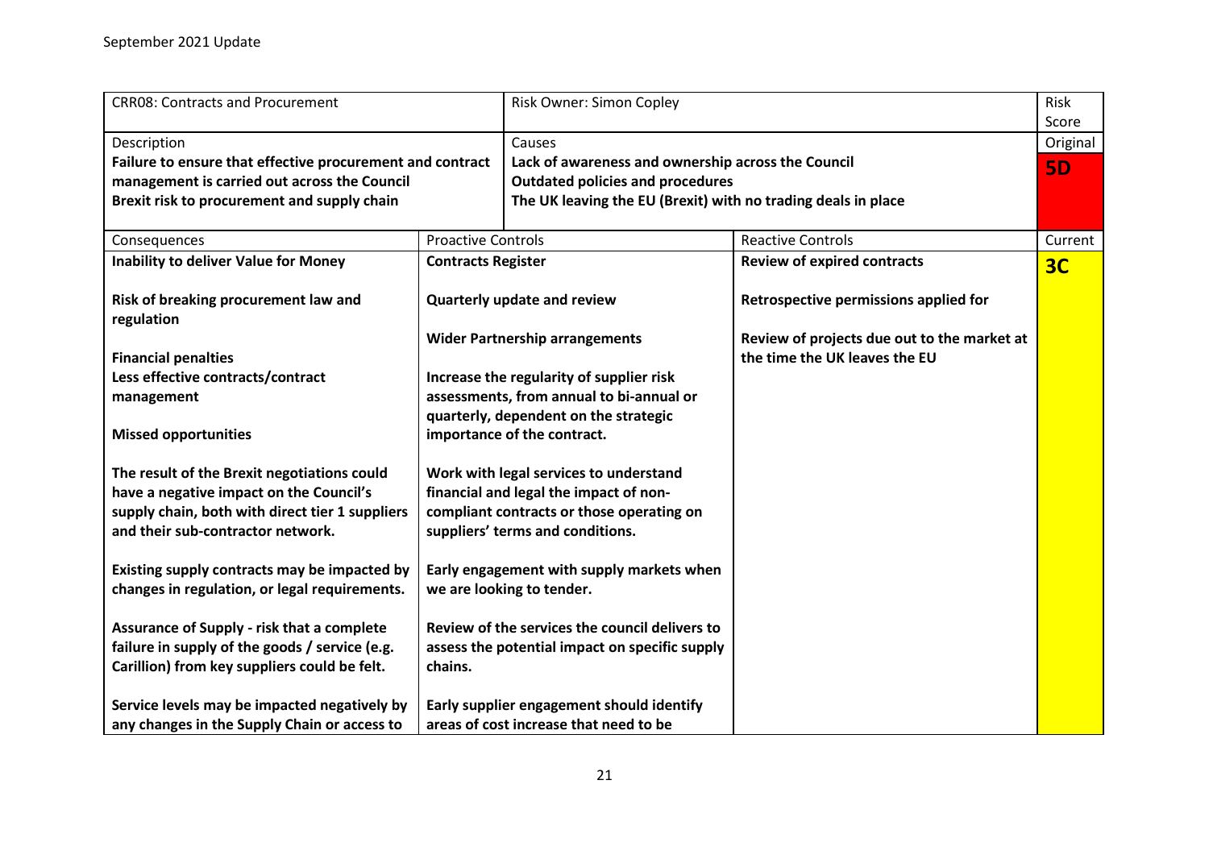| CRR08: Contracts and Procurement | | Risk Owner: Simon Copley | | Risk Score |
|---|---|---|---|---|
| Description<br>**Failure to ensure that effective procurement and contract management is carried out across the Council**<br>**Brexit risk to procurement and supply chain** | | Causes<br>**Lack of awareness and ownership across the Council**<br>**Outdated policies and procedures**<br>**The UK leaving the EU (Brexit) with no trading deals in place** | | Original<br>**5D** |
| Consequences | Proactive Controls | | Reactive Controls | Current |
| **Inability to deliver Value for Money**<br><br>**Risk of breaking procurement law and regulation**<br><br>**Financial penalties**<br>**Less effective contracts/contract management**<br><br>**Missed opportunities**<br><br>**The result of the Brexit negotiations could have a negative impact on the Council's supply chain, both with direct tier 1 suppliers and their sub-contractor network.**<br><br>**Existing supply contracts may be impacted by changes in regulation, or legal requirements.**<br><br>**Assurance of Supply - risk that a complete failure in supply of the goods / service (e.g. Carillion) from key suppliers could be felt.**<br><br>**Service levels may be impacted negatively by any changes in the Supply Chain or access to** | **Contracts Register**<br><br>**Quarterly update and review**<br><br>**Wider Partnership arrangements**<br><br>**Increase the regularity of supplier risk assessments, from annual to bi-annual or quarterly, dependent on the strategic importance of the contract.**<br><br>**Work with legal services to understand financial and legal the impact of non-compliant contracts or those operating on suppliers' terms and conditions.**<br><br>**Early engagement with supply markets when we are looking to tender.**<br><br>**Review of the services the council delivers to assess the potential impact on specific supply chains.**<br><br>**Early supplier engagement should identify areas of cost increase that need to be** | | **Review of expired contracts**<br><br>**Retrospective permissions applied for**<br><br>**Review of projects due out to the market at the time the UK leaves the EU** | **3C** |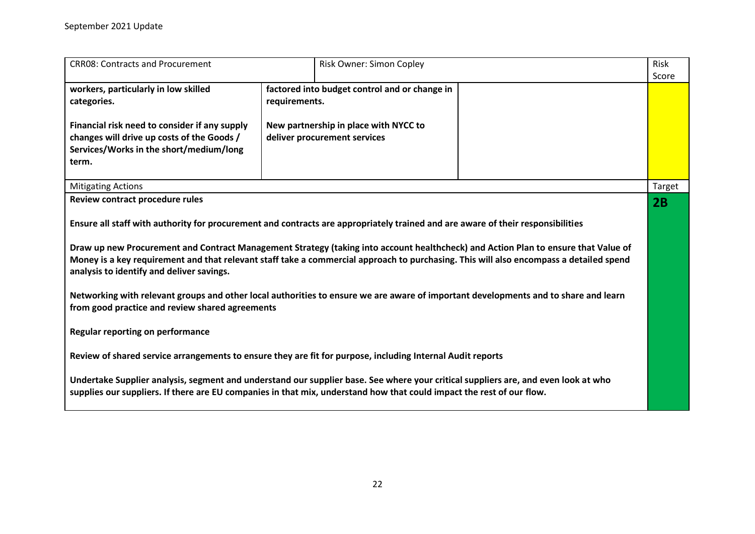September 2021 Update

| CRR08: Contracts and Procurement | | Risk Owner: Simon Copley | | Risk Score |
|---|---|---|---|---|
| **workers, particularly in low skilled categories.**<br><br>**Financial risk need to consider if any supply changes will drive up costs of the Goods / Services/Works in the short/medium/long term.** | **factored into budget control and or change in requirements.**<br><br>**New partnership in place with NYCC to deliver procurement services** | | | |
| Mitigating Actions | | | | Target |
| **Review contract procedure rules**<br><br>**Ensure all staff with authority for procurement and contracts are appropriately trained and are aware of their responsibilities**<br><br>**Draw up new Procurement and Contract Management Strategy (taking into account healthcheck) and Action Plan to ensure that Value of Money is a key requirement and that relevant staff take a commercial approach to purchasing. This will also encompass a detailed spend analysis to identify and deliver savings.**<br><br>**Networking with relevant groups and other local authorities to ensure we are aware of important developments and to share and learn from good practice and review shared agreements**<br><br>**Regular reporting on performance**<br><br>**Review of shared service arrangements to ensure they are fit for purpose, including Internal Audit reports**<br><br>**Undertake Supplier analysis, segment and understand our supplier base. See where your critical suppliers are, and even look at who supplies our suppliers. If there are EU companies in that mix, understand how that could impact the rest of our flow.** | | | | **2B** |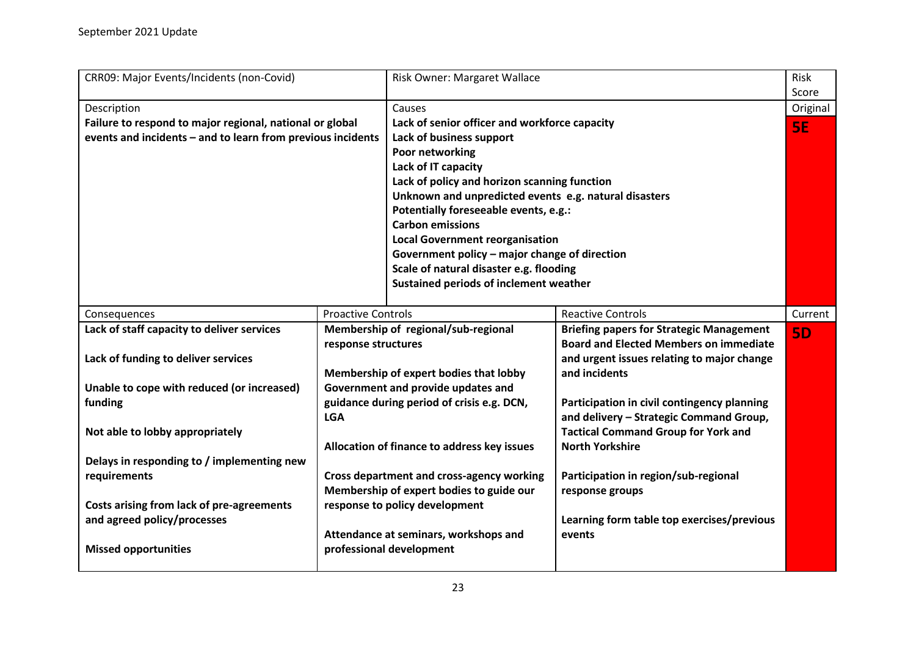| CRR09: Major Events/Incidents (non-Covid) | | Risk Owner: Margaret Wallace | | Risk Score |
|---|---|---|---|---|
| Description | | Causes | | Original |
| **Failure to respond to major regional, national or global events and incidents – and to learn from previous incidents** | | **Lack of senior officer and workforce capacity**<br>**Lack of business support**<br>**Poor networking**<br>**Lack of IT capacity**<br>**Lack of policy and horizon scanning function**<br>**Unknown and unpredicted events e.g. natural disasters**<br>**Potentially foreseeable events, e.g.:**<br>**Carbon emissions**<br>**Local Government reorganisation**<br>**Government policy – major change of direction**<br>**Scale of natural disaster e.g. flooding**<br>**Sustained periods of inclement weather** | | **5E** |
| Consequences | Proactive Controls | | Reactive Controls | Current |
| **Lack of staff capacity to deliver services**<br><br>**Lack of funding to deliver services**<br><br>**Unable to cope with reduced (or increased) funding**<br><br>**Not able to lobby appropriately**<br><br>**Delays in responding to / implementing new requirements**<br><br>**Costs arising from lack of pre-agreements and agreed policy/processes**<br><br>**Missed opportunities** | **Membership of regional/sub-regional response structures**<br><br>**Membership of expert bodies that lobby Government and provide updates and guidance during period of crisis e.g. DCN, LGA**<br><br>**Allocation of finance to address key issues**<br><br>**Cross department and cross-agency working**<br>**Membership of expert bodies to guide our response to policy development**<br><br>**Attendance at seminars, workshops and professional development** | | **Briefing papers for Strategic Management Board and Elected Members on immediate and urgent issues relating to major change and incidents**<br><br>**Participation in civil contingency planning and delivery – Strategic Command Group, Tactical Command Group for York and North Yorkshire**<br><br>**Participation in region/sub-regional response groups**<br><br>**Learning form table top exercises/previous events** | **5D** |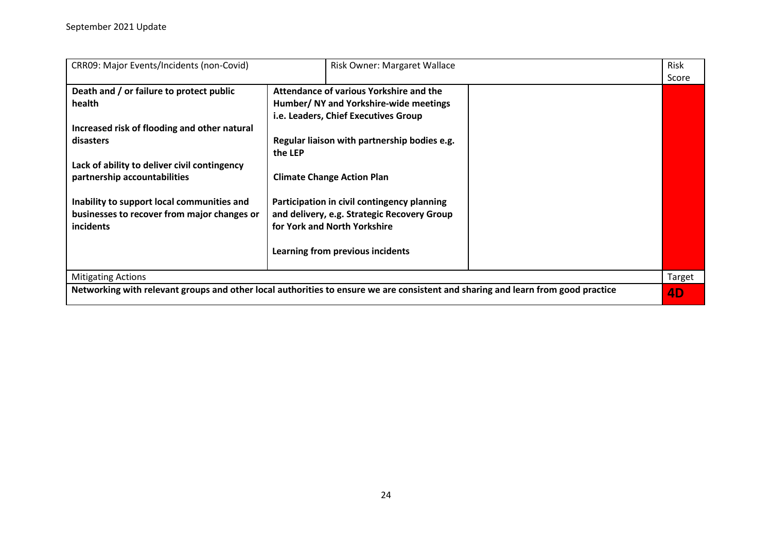September 2021 Update

| CRR09: Major Events/Incidents (non-Covid) | Risk Owner: Margaret Wallace | | Risk Score |
|---|---|---|---|
| **Death and / or failure to protect public health**<br><br>**Increased risk of flooding and other natural disasters**<br><br>**Lack of ability to deliver civil contingency partnership accountabilities**<br><br>**Inability to support local communities and businesses to recover from major changes or incidents** | **Attendance of various Yorkshire and the Humber/ NY and Yorkshire-wide meetings i.e. Leaders, Chief Executives Group**<br><br>**Regular liaison with partnership bodies e.g. the LEP**<br><br>**Climate Change Action Plan**<br><br>**Participation in civil contingency planning and delivery, e.g. Strategic Recovery Group for York and North Yorkshire**<br><br>**Learning from previous incidents** | | |
| Mitigating Actions | | | Target |
| **Networking with relevant groups and other local authorities to ensure we are consistent and sharing and learn from good practice** | | | **4D** |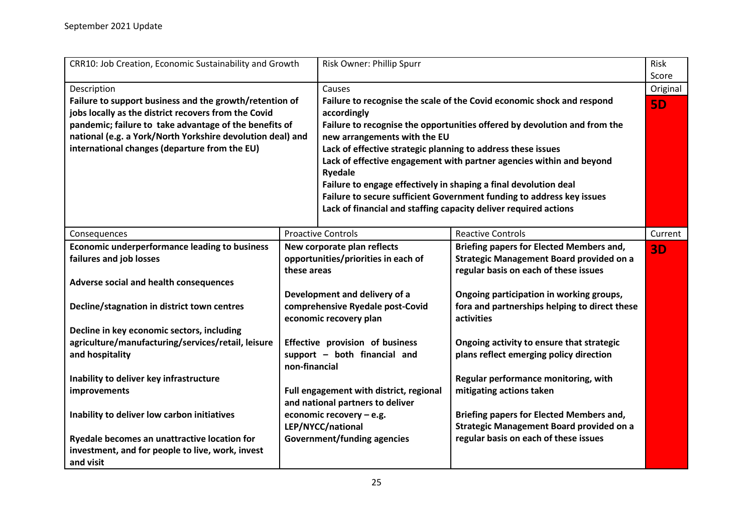September 2021 Update

| CRR10: Job Creation, Economic Sustainability and Growth | | Risk Owner: Phillip Spurr | | Risk Score |
|---|---|---|---|---|
| Description<br>**Failure to support business and the growth/retention of jobs locally as the district recovers from the Covid pandemic; failure to take advantage of the benefits of national (e.g. a York/North Yorkshire devolution deal) and international changes (departure from the EU)** | | Causes<br>**Failure to recognise the scale of the Covid economic shock and respond accordingly**<br>**Failure to recognise the opportunities offered by devolution and from the new arrangements with the EU**<br>**Lack of effective strategic planning to address these issues**<br>**Lack of effective engagement with partner agencies within and beyond Ryedale**<br>**Failure to engage effectively in shaping a final devolution deal**<br>**Failure to secure sufficient Government funding to address key issues**<br>**Lack of financial and staffing capacity deliver required actions** | | Original<br>**5D** |
| Consequences | Proactive Controls | | Reactive Controls | Current |
| **Economic underperformance leading to business failures and job losses**<br><br>**Adverse social and health consequences**<br><br>**Decline/stagnation in district town centres**<br><br>**Decline in key economic sectors, including agriculture/manufacturing/services/retail, leisure and hospitality**<br><br>**Inability to deliver key infrastructure improvements**<br><br>**Inability to deliver low carbon initiatives**<br><br>**Ryedale becomes an unattractive location for investment, and for people to live, work, invest and visit** | **New corporate plan reflects opportunities/priorities in each of these areas**<br><br>**Development and delivery of a comprehensive Ryedale post-Covid economic recovery plan**<br><br>**Effective provision of business support – both financial and non-financial**<br><br>**Full engagement with district, regional and national partners to deliver economic recovery – e.g. LEP/NYCC/national Government/funding agencies** | | **Briefing papers for Elected Members and, Strategic Management Board provided on a regular basis on each of these issues**<br><br>**Ongoing participation in working groups, fora and partnerships helping to direct these activities**<br><br>**Ongoing activity to ensure that strategic plans reflect emerging policy direction**<br><br>**Regular performance monitoring, with mitigating actions taken**<br><br>**Briefing papers for Elected Members and, Strategic Management Board provided on a regular basis on each of these issues** | **3D** |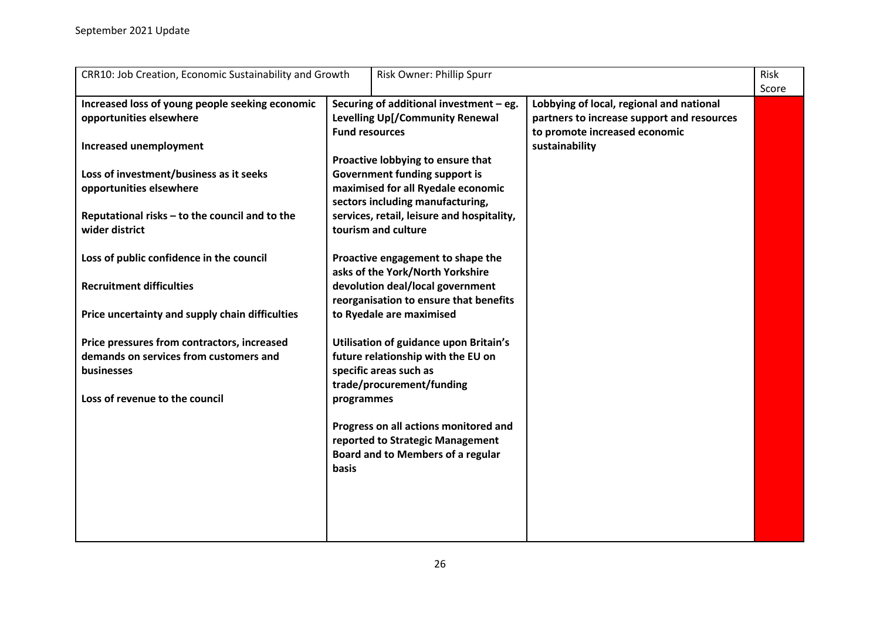| CRR10: Job Creation, Economic Sustainability and Growth | Risk Owner: Phillip Spurr | | Risk Score |
|---|---|---|---|
| **Increased loss of young people seeking economic opportunities elsewhere**<br><br>**Increased unemployment**<br><br>**Loss of investment/business as it seeks opportunities elsewhere**<br><br>**Reputational risks – to the council and to the wider district**<br><br>**Loss of public confidence in the council**<br><br>**Recruitment difficulties**<br><br>**Price uncertainty and supply chain difficulties**<br><br>**Price pressures from contractors, increased demands on services from customers and businesses**<br><br>**Loss of revenue to the council** | **Securing of additional investment – eg. Levelling Up[/Community Renewal Fund resources**<br><br>**Proactive lobbying to ensure that Government funding support is maximised for all Ryedale economic sectors including manufacturing, services, retail, leisure and hospitality, tourism and culture**<br><br>**Proactive engagement to shape the asks of the York/North Yorkshire devolution deal/local government reorganisation to ensure that benefits to Ryedale are maximised**<br><br>**Utilisation of guidance upon Britain's future relationship with the EU on specific areas such as trade/procurement/funding programmes**<br><br>**Progress on all actions monitored and reported to Strategic Management Board and to Members of a regular basis** | **Lobbying of local, regional and national partners to increase support and resources to promote increased economic sustainability** | |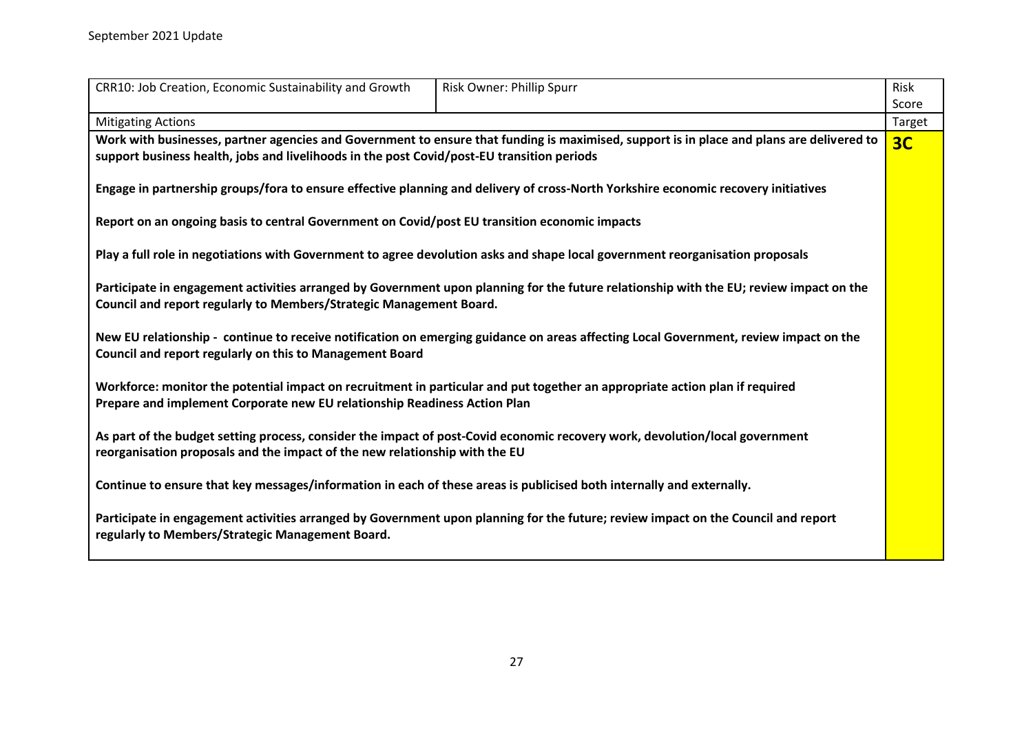September 2021 Update

| CRR10: Job Creation, Economic Sustainability and Growth | Risk Owner: Phillip Spurr | Risk Score |
|---|---|---|
| Mitigating Actions | | Target |
| **Work with businesses, partner agencies and Government to ensure that funding is maximised, support is in place and plans are delivered to support business health, jobs and livelihoods in the post Covid/post-EU transition periods**<br><br>**Engage in partnership groups/fora to ensure effective planning and delivery of cross-North Yorkshire economic recovery initiatives**<br><br>**Report on an ongoing basis to central Government on Covid/post EU transition economic impacts**<br><br>**Play a full role in negotiations with Government to agree devolution asks and shape local government reorganisation proposals**<br><br>**Participate in engagement activities arranged by Government upon planning for the future relationship with the EU; review impact on the Council and report regularly to Members/Strategic Management Board.**<br><br>**New EU relationship - continue to receive notification on emerging guidance on areas affecting Local Government, review impact on the Council and report regularly on this to Management Board**<br><br>**Workforce: monitor the potential impact on recruitment in particular and put together an appropriate action plan if required**<br>**Prepare and implement Corporate new EU relationship Readiness Action Plan**<br><br>**As part of the budget setting process, consider the impact of post-Covid economic recovery work, devolution/local government reorganisation proposals and the impact of the new relationship with the EU**<br><br>**Continue to ensure that key messages/information in each of these areas is publicised both internally and externally.**<br><br>**Participate in engagement activities arranged by Government upon planning for the future; review impact on the Council and report regularly to Members/Strategic Management Board.** | | **3C** |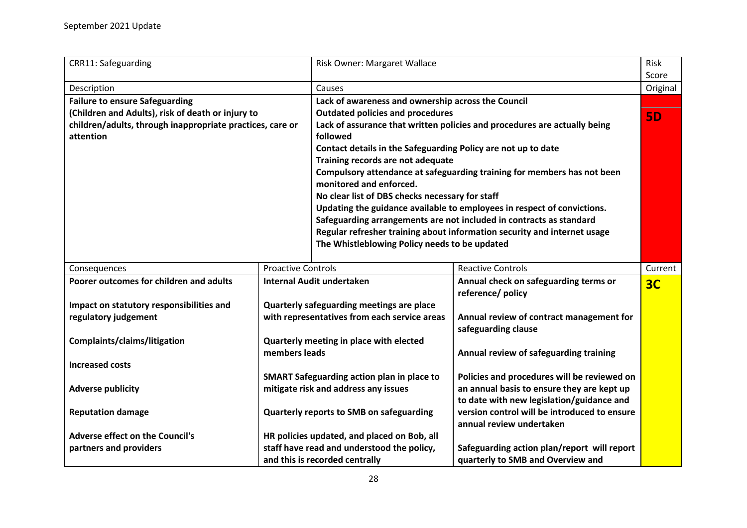September 2021 Update

| CRR11: Safeguarding | | Risk Owner: Margaret Wallace | | Risk Score |
|---|---|---|---|---|
| Description | | Causes | | Original |
| **Failure to ensure Safeguarding (Children and Adults), risk of death or injury to children/adults, through inappropriate practices, care or attention** | | **Lack of awareness and ownership across the Council**<br>**Outdated policies and procedures**<br>**Lack of assurance that written policies and procedures are actually being followed**<br>**Contact details in the Safeguarding Policy are not up to date**<br>**Training records are not adequate**<br>**Compulsory attendance at safeguarding training for members has not been monitored and enforced.**<br>**No clear list of DBS checks necessary for staff**<br>**Updating the guidance available to employees in respect of convictions.**<br>**Safeguarding arrangements are not included in contracts as standard**<br>**Regular refresher training about information security and internet usage**<br>**The Whistleblowing Policy needs to be updated** | | **5D** |
| Consequences | Proactive Controls | | Reactive Controls | Current |
| **Poorer outcomes for children and adults**<br><br>**Impact on statutory responsibilities and regulatory judgement**<br><br>**Complaints/claims/litigation**<br><br>**Increased costs**<br><br>**Adverse publicity**<br><br>**Reputation damage**<br><br>**Adverse effect on the Council's partners and providers** | **Internal Audit undertaken**<br><br>**Quarterly safeguarding meetings are place with representatives from each service areas**<br><br>**Quarterly meeting in place with elected members leads**<br><br>**SMART Safeguarding action plan in place to mitigate risk and address any issues**<br><br>**Quarterly reports to SMB on safeguarding**<br><br>**HR policies updated, and placed on Bob, all staff have read and understood the policy, and this is recorded centrally** | | **Annual check on safeguarding terms or reference/ policy**<br><br>**Annual review of contract management for safeguarding clause**<br><br>**Annual review of safeguarding training**<br><br>**Policies and procedures will be reviewed on an annual basis to ensure they are kept up to date with new legislation/guidance and version control will be introduced to ensure annual review undertaken**<br><br>**Safeguarding action plan/report will report quarterly to SMB and Overview and** | **3C** |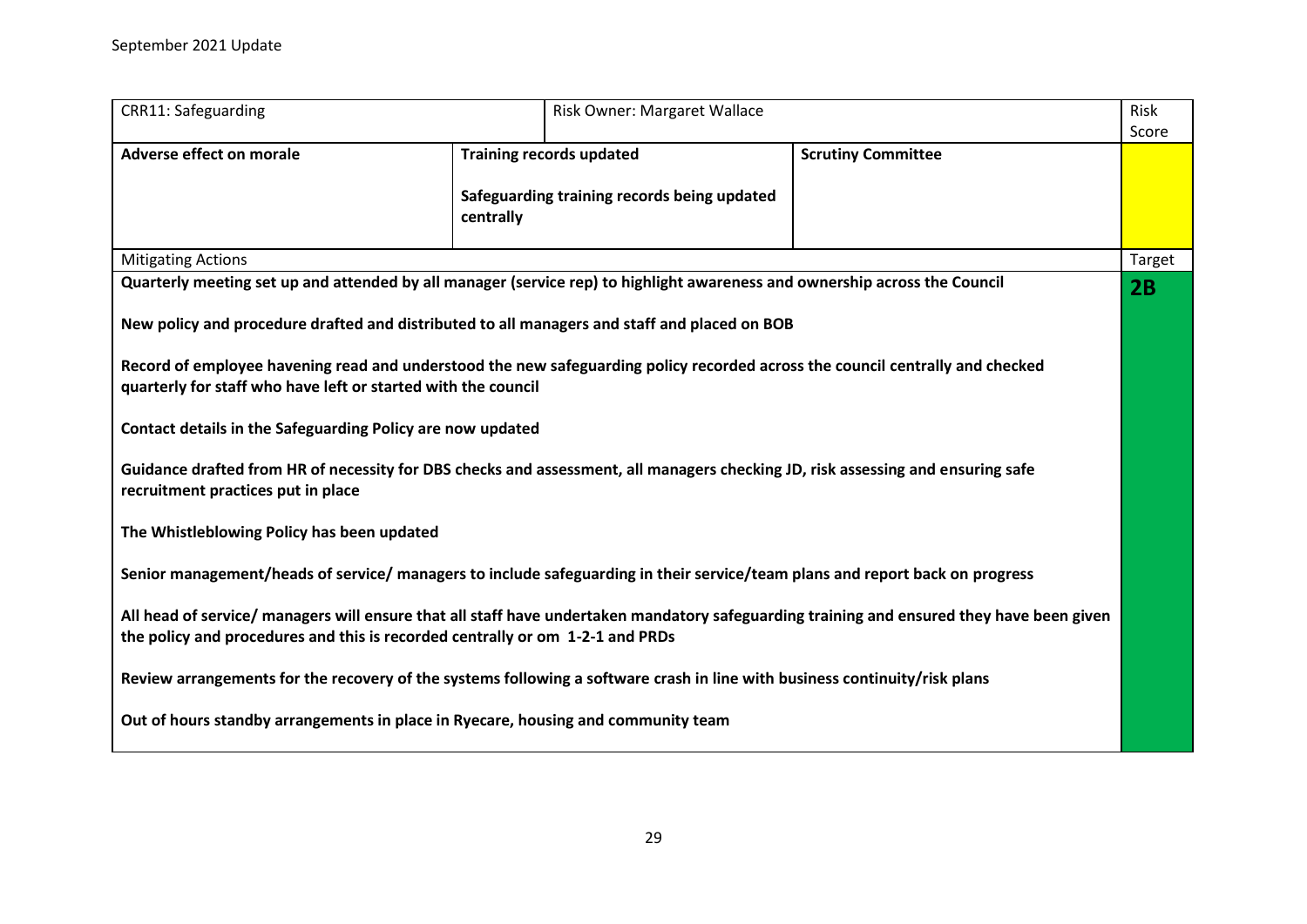September 2021 Update

| CRR11: Safeguarding | Risk Owner: Margaret Wallace | | Risk Score |
|---|---|---|---|
| **Adverse effect on morale** | **Training records updated**<br><br>**Safeguarding training records being updated centrally** | **Scrutiny Committee** | |
| Mitigating Actions | | | Target |
| **Quarterly meeting set up and attended by all manager (service rep) to highlight awareness and ownership across the Council**<br><br>**New policy and procedure drafted and distributed to all managers and staff and placed on BOB**<br><br>**Record of employee havening read and understood the new safeguarding policy recorded across the council centrally and checked quarterly for staff who have left or started with the council**<br><br>**Contact details in the Safeguarding Policy are now updated**<br><br>**Guidance drafted from HR of necessity for DBS checks and assessment, all managers checking JD, risk assessing and ensuring safe recruitment practices put in place**<br><br>**The Whistleblowing Policy has been updated**<br><br>**Senior management/heads of service/ managers to include safeguarding in their service/team plans and report back on progress**<br><br>**All head of service/ managers will ensure that all staff have undertaken mandatory safeguarding training and ensured they have been given the policy and procedures and this is recorded centrally or om 1-2-1 and PRDs**<br><br>**Review arrangements for the recovery of the systems following a software crash in line with business continuity/risk plans**<br><br>**Out of hours standby arrangements in place in Ryecare, housing and community team** | | | **2B** |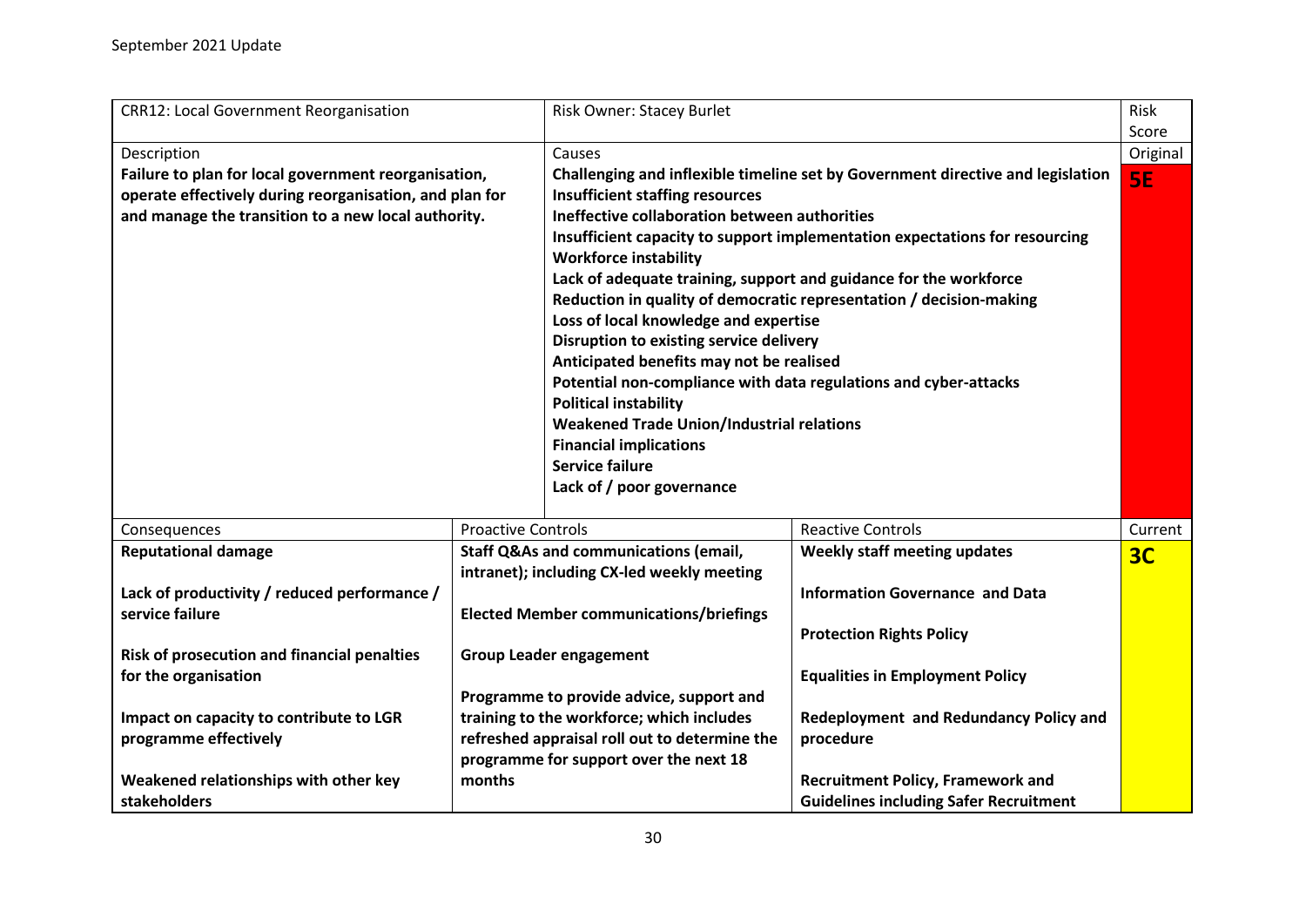September 2021 Update

| CRR12: Local Government Reorganisation | | Risk Owner: Stacey Burlet | | Risk Score |
|---|---|---|---|---|
| Description<br>**Failure to plan for local government reorganisation, operate effectively during reorganisation, and plan for and manage the transition to a new local authority.** | | Causes<br>**Challenging and inflexible timeline set by Government directive and legislation**<br>**Insufficient staffing resources**<br>**Ineffective collaboration between authorities**<br>**Insufficient capacity to support implementation expectations for resourcing**<br>**Workforce instability**<br>**Lack of adequate training, support and guidance for the workforce**<br>**Reduction in quality of democratic representation / decision-making**<br>**Loss of local knowledge and expertise**<br>**Disruption to existing service delivery**<br>**Anticipated benefits may not be realised**<br>**Potential non-compliance with data regulations and cyber-attacks**<br>**Political instability**<br>**Weakened Trade Union/Industrial relations**<br>**Financial implications**<br>**Service failure**<br>**Lack of / poor governance** | | Original<br>**5E** |
| Consequences | Proactive Controls | | Reactive Controls | Current |
| **Reputational damage**<br><br>**Lack of productivity / reduced performance / service failure**<br><br>**Risk of prosecution and financial penalties for the organisation**<br><br>**Impact on capacity to contribute to LGR programme effectively**<br><br>**Weakened relationships with other key stakeholders** | **Staff Q&As and communications (email, intranet); including CX-led weekly meeting**<br><br>**Elected Member communications/briefings**<br><br>**Group Leader engagement**<br><br>**Programme to provide advice, support and training to the workforce; which includes refreshed appraisal roll out to determine the programme for support over the next 18 months** | | **Weekly staff meeting updates**<br><br>**Information Governance and Data**<br><br>**Protection Rights Policy**<br><br>**Equalities in Employment Policy**<br><br>**Redeployment and Redundancy Policy and procedure**<br><br>**Recruitment Policy, Framework and Guidelines including Safer Recruitment** | **3C** |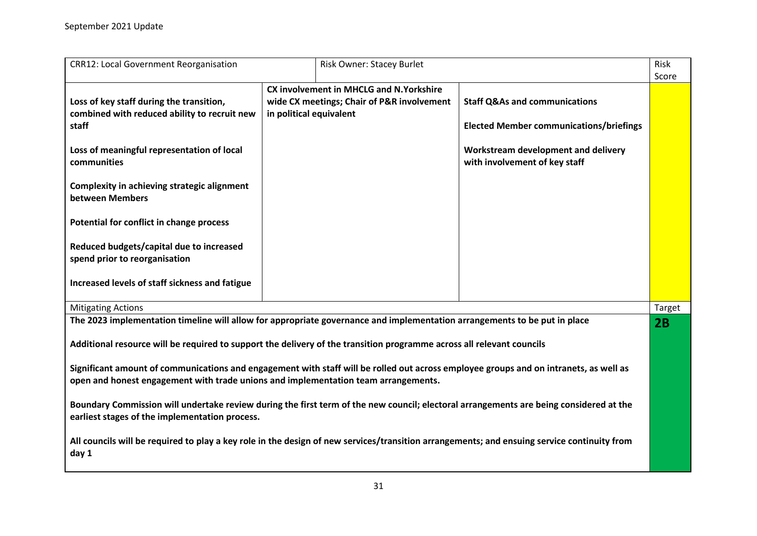September 2021 Update

| CRR12: Local Government Reorganisation | Risk Owner: Stacey Burlet | | Risk Score |
|---|---|---|---|
| **Loss of key staff during the transition, combined with reduced ability to recruit new staff**<br><br>**Loss of meaningful representation of local communities**<br><br>**Complexity in achieving strategic alignment between Members**<br><br>**Potential for conflict in change process**<br><br>**Reduced budgets/capital due to increased spend prior to reorganisation**<br><br>**Increased levels of staff sickness and fatigue** | **CX involvement in MHCLG and N.Yorkshire wide CX meetings; Chair of P&R involvement in political equivalent** | **Staff Q&As and communications**<br><br>**Elected Member communications/briefings**<br><br>**Workstream development and delivery with involvement of key staff** | |
| Mitigating Actions | | | Target |
| **The 2023 implementation timeline will allow for appropriate governance and implementation arrangements to be put in place**<br><br>**Additional resource will be required to support the delivery of the transition programme across all relevant councils**<br><br>**Significant amount of communications and engagement with staff will be rolled out across employee groups and on intranets, as well as open and honest engagement with trade unions and implementation team arrangements.**<br><br>**Boundary Commission will undertake review during the first term of the new council; electoral arrangements are being considered at the earliest stages of the implementation process.**<br><br>**All councils will be required to play a key role in the design of new services/transition arrangements; and ensuing service continuity from day 1** | | | **2B** |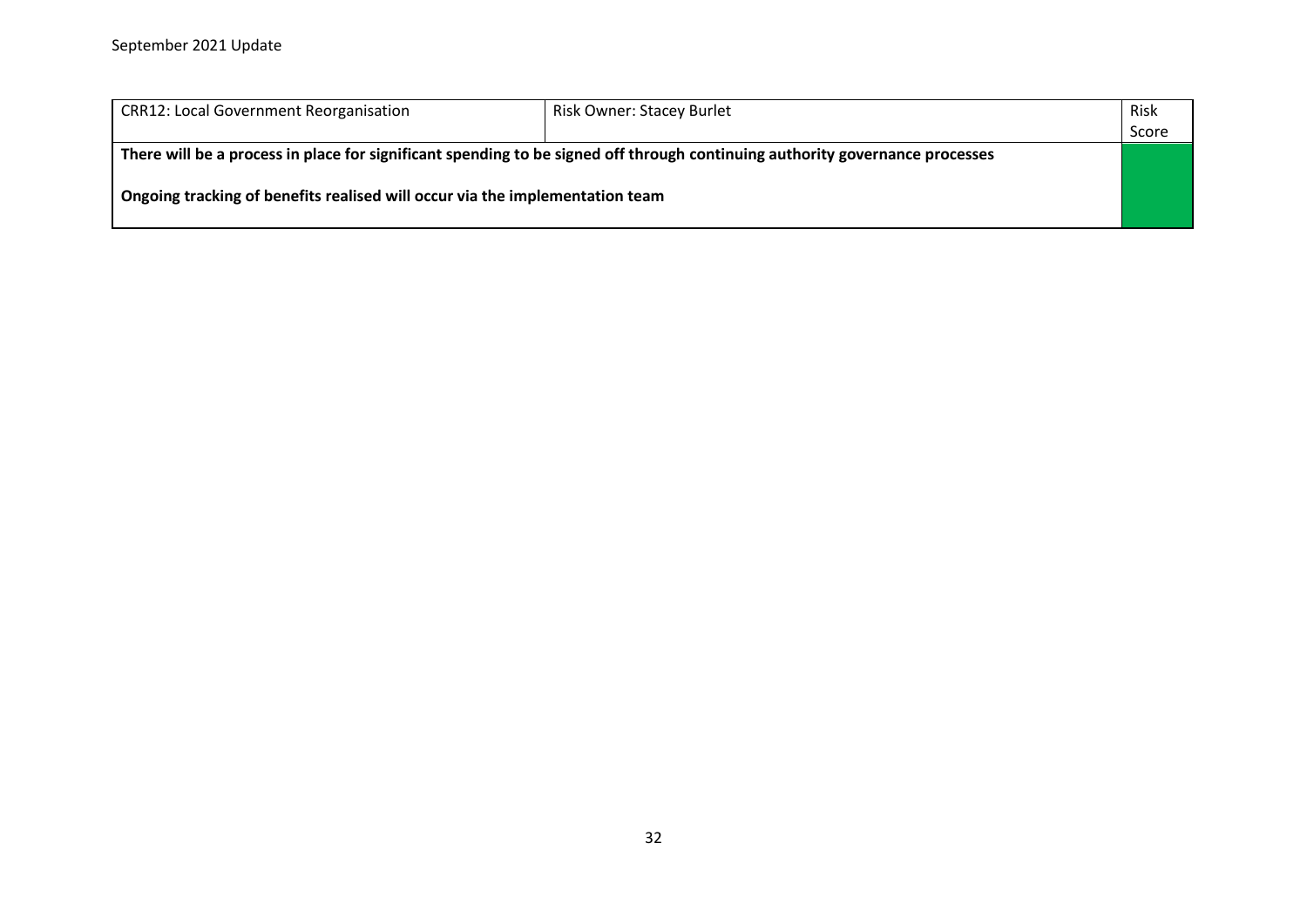| CRR12: Local Government Reorganisation | Risk Owner: Stacey Burlet | Risk Score |
|---|---|---|
| **There will be a process in place for significant spending to be signed off through continuing authority governance processes**<br><br>**Ongoing tracking of benefits realised will occur via the implementation team** | | |